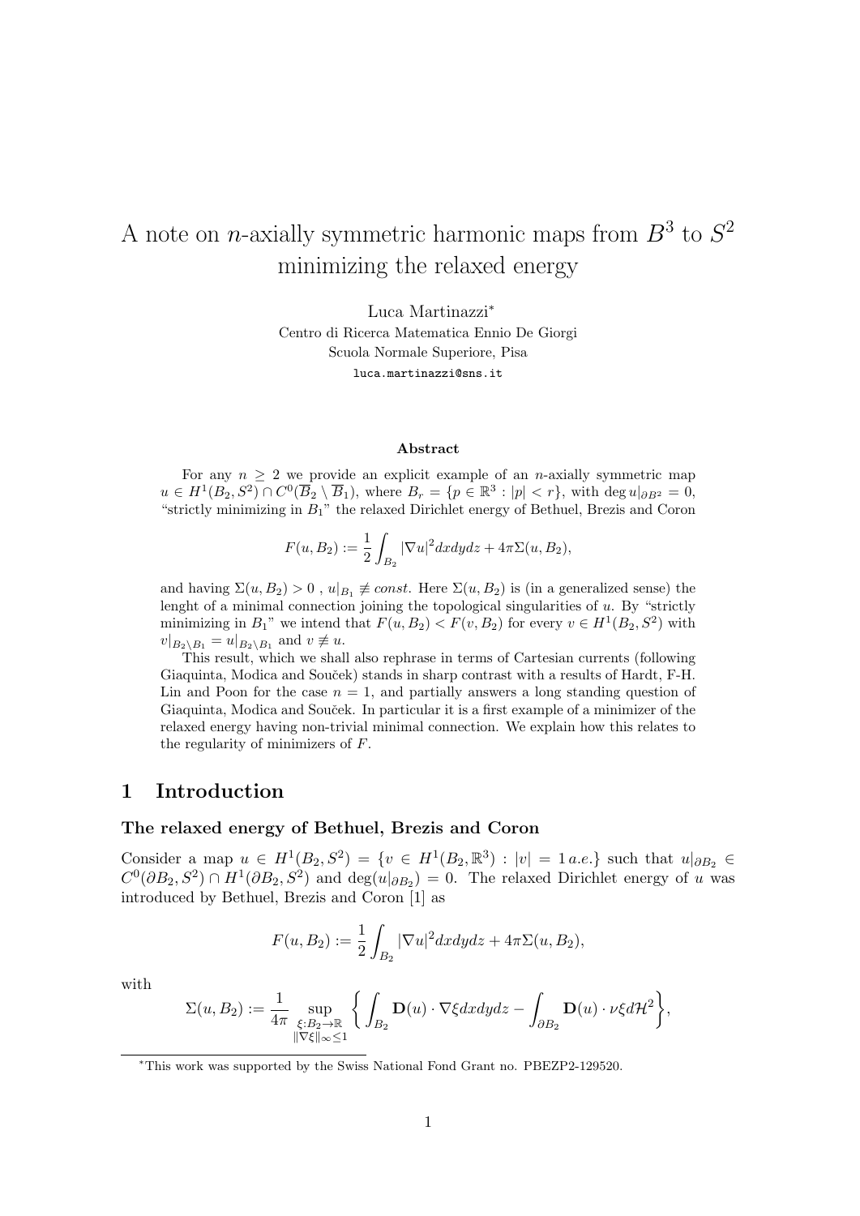# A note on $n$-axially symmetric harmonic maps from $B^3$ to $S^2$ minimizing the relaxed energy

Luca Martinazzi*

Centro di Ricerca Matematica Ennio De Giorgi
Scuola Normale Superiore, Pisa
luca.martinazzi@sns.it

### Abstract

For any $n \geq 2$ we provide an explicit example of an $n$-axially symmetric map $u \in H^1(B_2, S^2) \cap C^0(\overline{B}_2 \setminus \overline{B}_1)$, where $B_r = \{p \in \mathbb{R}^3 : |p| < r\}$, with $\deg u|_{\partial B^2} = 0$, "strictly minimizing in $B_1$" the relaxed Dirichlet energy of Bethuel, Brezis and Coron

$$F(u, B_2) := \frac{1}{2}\int_{B_2} |\nabla u|^2 dxdydz + 4\pi\Sigma(u, B_2),$$

and having $\Sigma(u, B_2) > 0$ , $u|_{B_1} \not\equiv const.$ Here $\Sigma(u, B_2)$ is (in a generalized sense) the lenght of a minimal connection joining the topological singularities of $u$. By "strictly minimizing in $B_1$" we intend that $F(u, B_2) < F(v, B_2)$ for every $v \in H^1(B_2, S^2)$ with $v|_{B_2 \setminus B_1} = u|_{B_2 \setminus B_1}$ and $v \not\equiv u$.

This result, which we shall also rephrase in terms of Cartesian currents (following Giaquinta, Modica and Souček) stands in sharp contrast with a results of Hardt, F-H. Lin and Poon for the case $n = 1$, and partially answers a long standing question of Giaquinta, Modica and Souček. In particular it is a first example of a minimizer of the relaxed energy having non-trivial minimal connection. We explain how this relates to the regularity of minimizers of $F$.

## 1 Introduction

### The relaxed energy of Bethuel, Brezis and Coron

Consider a map $u \in H^1(B_2, S^2) = \{v \in H^1(B_2, \mathbb{R}^3) : |v| = 1\, a.e.\}$ such that $u|_{\partial B_2} \in C^0(\partial B_2, S^2) \cap H^1(\partial B_2, S^2)$ and $\deg(u|_{\partial B_2}) = 0$. The relaxed Dirichlet energy of $u$ was introduced by Bethuel, Brezis and Coron [1] as

$$F(u, B_2) := \frac{1}{2}\int_{B_2} |\nabla u|^2 dxdydz + 4\pi\Sigma(u, B_2),$$

with

$$\Sigma(u, B_2) := \frac{1}{4\pi} \sup_{\substack{\xi: B_2 \to \mathbb{R} \\ \|\nabla \xi\|_\infty \leq 1}} \bigg\{ \int_{B_2} \mathbf{D}(u) \cdot \nabla \xi dxdydz - \int_{\partial B_2} \mathbf{D}(u) \cdot \nu \xi d\mathcal{H}^2 \bigg\},$$

*This work was supported by the Swiss National Fond Grant no. PBEZP2-129520.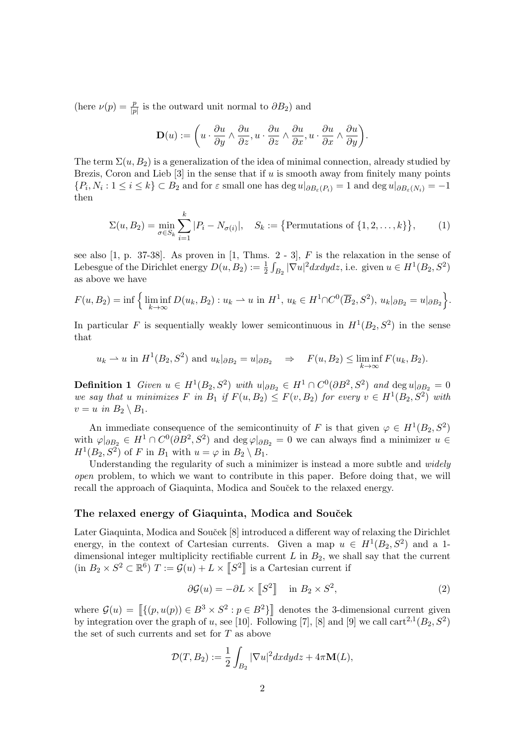(here $\nu(p) = \frac{p}{|p|}$ is the outward unit normal to $\partial B_2$) and

$$\mathbf{D}(u) := \left( u \cdot \frac{\partial u}{\partial y} \wedge \frac{\partial u}{\partial z}, u \cdot \frac{\partial u}{\partial z} \wedge \frac{\partial u}{\partial x}, u \cdot \frac{\partial u}{\partial x} \wedge \frac{\partial u}{\partial y} \right).$$

The term $\Sigma(u, B_2)$ is a generalization of the idea of minimal connection, already studied by Brezis, Coron and Lieb [3] in the sense that if $u$ is smooth away from finitely many points $\{P_i, N_i : 1 \leq i \leq k\} \subset B_2$ and for $\varepsilon$ small one has $\deg u|_{\partial B_\varepsilon(P_i)} = 1$ and $\deg u|_{\partial B_\varepsilon(N_i)} = -1$ then

$$\Sigma(u, B_2) = \min_{\sigma \in S_k} \sum_{i=1}^{k} |P_i - N_{\sigma(i)}|, \quad S_k := \big\{\text{Permutations of } \{1, 2, \ldots, k\}\big\}, \tag{1}$$

see also [1, p. 37-38]. As proven in [1, Thms. 2 - 3], $F$ is the relaxation in the sense of Lebesgue of the Dirichlet energy $D(u, B_2) := \frac{1}{2}\int_{B_2} |\nabla u|^2 dxdydz$, i.e. given $u \in H^1(B_2, S^2)$ as above we have

$$F(u, B_2) = \inf\Big\{ \liminf_{k \to \infty} D(u_k, B_2) : u_k \rightharpoonup u \text{ in } H^1,\, u_k \in H^1 \cap C^0(\overline{B}_2, S^2),\, u_k|_{\partial B_2} = u|_{\partial B_2} \Big\}.$$

In particular $F$ is sequentially weakly lower semicontinuous in $H^1(B_2, S^2)$ in the sense that

$$u_k \rightharpoonup u \text{ in } H^1(B_2, S^2) \text{ and } u_k|_{\partial B_2} = u|_{\partial B_2} \quad \Rightarrow \quad F(u, B_2) \leq \liminf_{k \to \infty} F(u_k, B_2).$$

**Definition 1** *Given $u \in H^1(B_2, S^2)$ with $u|_{\partial B_2} \in H^1 \cap C^0(\partial B^2, S^2)$ and $\deg u|_{\partial B_2} = 0$ we say that $u$ minimizes $F$ in $B_1$ if $F(u, B_2) \leq F(v, B_2)$ for every $v \in H^1(B_2, S^2)$ with $v = u$ in $B_2 \setminus B_1$.*

An immediate consequence of the semicontinuity of $F$ is that given $\varphi \in H^1(B_2, S^2)$ with $\varphi|_{\partial B_2} \in H^1 \cap C^0(\partial B^2, S^2)$ and $\deg \varphi|_{\partial B_2} = 0$ we can always find a minimizer $u \in H^1(B_2, S^2)$ of $F$ in $B_1$ with $u = \varphi$ in $B_2 \setminus B_1$.

Understanding the regularity of such a minimizer is instead a more subtle and *widely open* problem, to which we want to contribute in this paper. Before doing that, we will recall the approach of Giaquinta, Modica and Souček to the relaxed energy.

### The relaxed energy of Giaquinta, Modica and Souček

Later Giaquinta, Modica and Souček [8] introduced a different way of relaxing the Dirichlet energy, in the context of Cartesian currents. Given a map $u \in H^1(B_2, S^2)$ and a 1-dimensional integer multiplicity rectifiable current $L$ in $B_2$, we shall say that the current (in $B_2 \times S^2 \subset \mathbb{R}^6$) $T := \mathcal{G}(u) + L \times [\![S^2]\!]$ is a Cartesian current if

$$\partial \mathcal{G}(u) = -\partial L \times [\![S^2]\!] \quad \text{in } B_2 \times S^2, \tag{2}$$

where $\mathcal{G}(u) = [\![\{(p, u(p)) \in B^3 \times S^2 : p \in B^2\}]\!]$ denotes the 3-dimensional current given by integration over the graph of $u$, see [10]. Following [7], [8] and [9] we call $\mathrm{cart}^{2,1}(B_2, S^2)$ the set of such currents and set for $T$ as above

$$\mathcal{D}(T, B_2) := \frac{1}{2}\int_{B_2} |\nabla u|^2 dxdydz + 4\pi \mathbf{M}(L),$$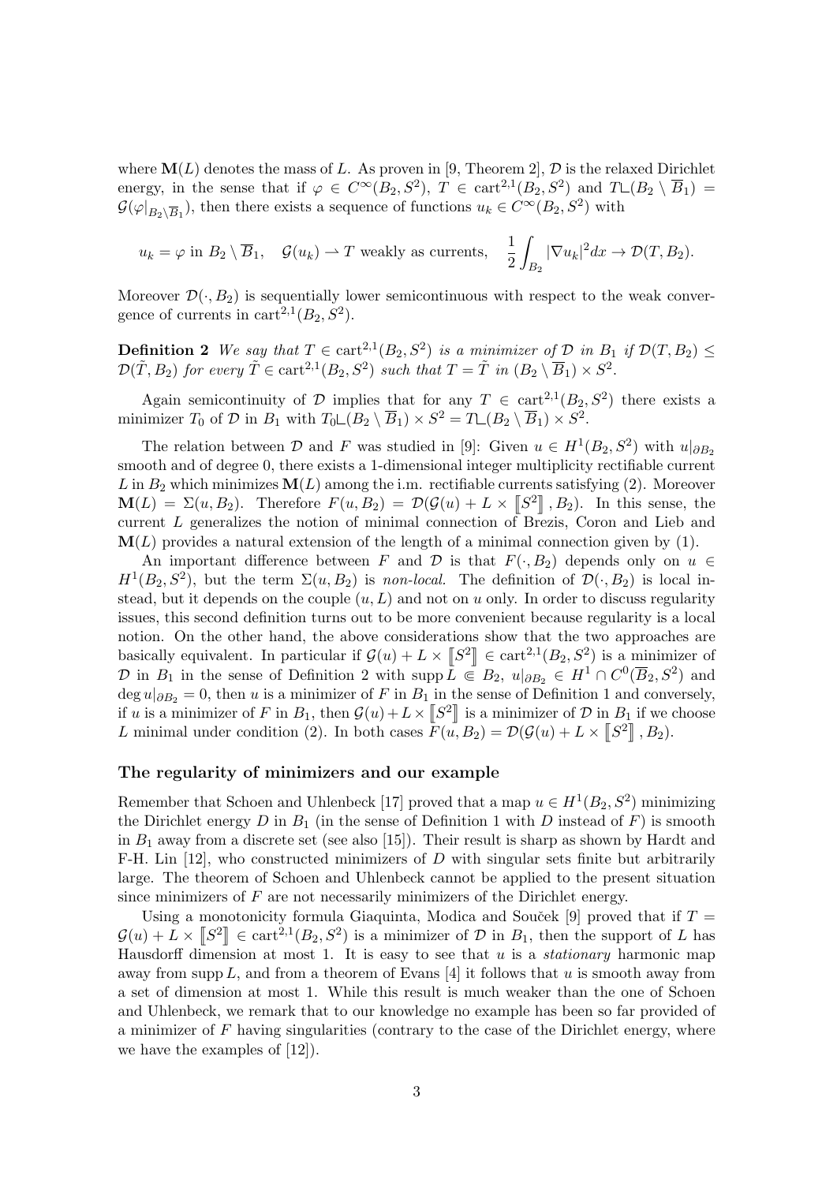where $\mathbf{M}(L)$ denotes the mass of $L$. As proven in [9, Theorem 2], $\mathcal{D}$ is the relaxed Dirichlet energy, in the sense that if $\varphi \in C^\infty(B_2, S^2)$, $T \in \mathrm{cart}^{2,1}(B_2, S^2)$ and $T \llcorner (B_2 \setminus \overline{B}_1) = \mathcal{G}(\varphi|_{B_2 \setminus \overline{B}_1})$, then there exists a sequence of functions $u_k \in C^\infty(B_2, S^2)$ with

$$u_k = \varphi \text{ in } B_2 \setminus \overline{B}_1, \quad \mathcal{G}(u_k) \rightharpoonup T \text{ weakly as currents}, \quad \frac{1}{2}\int_{B_2} |\nabla u_k|^2 dx \to \mathcal{D}(T, B_2).$$

Moreover $\mathcal{D}(\cdot, B_2)$ is sequentially lower semicontinuous with respect to the weak convergence of currents in $\mathrm{cart}^{2,1}(B_2, S^2)$.

**Definition 2** *We say that $T \in \mathrm{cart}^{2,1}(B_2, S^2)$ is a minimizer of $\mathcal{D}$ in $B_1$ if $\mathcal{D}(T, B_2) \leq \mathcal{D}(\tilde{T}, B_2)$ for every $\tilde{T} \in \mathrm{cart}^{2,1}(B_2, S^2)$ such that $T = \tilde{T}$ in $(B_2 \setminus \overline{B}_1) \times S^2$.*

Again semicontinuity of $\mathcal{D}$ implies that for any $T \in \mathrm{cart}^{2,1}(B_2, S^2)$ there exists a minimizer $T_0$ of $\mathcal{D}$ in $B_1$ with $T_0 \llcorner (B_2 \setminus \overline{B}_1) \times S^2 = T \llcorner (B_2 \setminus \overline{B}_1) \times S^2$.

The relation between $\mathcal{D}$ and $F$ was studied in [9]: Given $u \in H^1(B_2, S^2)$ with $u|_{\partial B_2}$ smooth and of degree 0, there exists a 1-dimensional integer multiplicity rectifiable current $L$ in $B_2$ which minimizes $\mathbf{M}(L)$ among the i.m. rectifiable currents satisfying (2). Moreover $\mathbf{M}(L) = \Sigma(u, B_2)$. Therefore $F(u, B_2) = \mathcal{D}(\mathcal{G}(u) + L \times [\![S^2]\!], B_2)$. In this sense, the current $L$ generalizes the notion of minimal connection of Brezis, Coron and Lieb and $\mathbf{M}(L)$ provides a natural extension of the length of a minimal connection given by (1).

An important difference between $F$ and $\mathcal{D}$ is that $F(\cdot, B_2)$ depends only on $u \in H^1(B_2, S^2)$, but the term $\Sigma(u, B_2)$ is *non-local*. The definition of $\mathcal{D}(\cdot, B_2)$ is local instead, but it depends on the couple $(u, L)$ and not on $u$ only. In order to discuss regularity issues, this second definition turns out to be more convenient because regularity is a local notion. On the other hand, the above considerations show that the two approaches are basically equivalent. In particular if $\mathcal{G}(u) + L \times [\![S^2]\!] \in \mathrm{cart}^{2,1}(B_2, S^2)$ is a minimizer of $\mathcal{D}$ in $B_1$ in the sense of Definition 2 with $\mathrm{supp}\, L \Subset B_2$, $u|_{\partial B_2} \in H^1 \cap C^0(\overline{B}_2, S^2)$ and $\deg u|_{\partial B_2} = 0$, then $u$ is a minimizer of $F$ in $B_1$ in the sense of Definition 1 and conversely, if $u$ is a minimizer of $F$ in $B_1$, then $\mathcal{G}(u) + L \times [\![S^2]\!]$ is a minimizer of $\mathcal{D}$ in $B_1$ if we choose $L$ minimal under condition (2). In both cases $F(u, B_2) = \mathcal{D}(\mathcal{G}(u) + L \times [\![S^2]\!], B_2)$.

### The regularity of minimizers and our example

Remember that Schoen and Uhlenbeck [17] proved that a map $u \in H^1(B_2, S^2)$ minimizing the Dirichlet energy $D$ in $B_1$ (in the sense of Definition 1 with $D$ instead of $F$) is smooth in $B_1$ away from a discrete set (see also [15]). Their result is sharp as shown by Hardt and F-H. Lin [12], who constructed minimizers of $D$ with singular sets finite but arbitrarily large. The theorem of Schoen and Uhlenbeck cannot be applied to the present situation since minimizers of $F$ are not necessarily minimizers of the Dirichlet energy.

Using a monotonicity formula Giaquinta, Modica and Souček [9] proved that if $T = \mathcal{G}(u) + L \times [\![S^2]\!] \in \mathrm{cart}^{2,1}(B_2, S^2)$ is a minimizer of $\mathcal{D}$ in $B_1$, then the support of $L$ has Hausdorff dimension at most 1. It is easy to see that $u$ is a *stationary* harmonic map away from $\mathrm{supp}\, L$, and from a theorem of Evans [4] it follows that $u$ is smooth away from a set of dimension at most 1. While this result is much weaker than the one of Schoen and Uhlenbeck, we remark that to our knowledge no example has been so far provided of a minimizer of $F$ having singularities (contrary to the case of the Dirichlet energy, where we have the examples of [12]).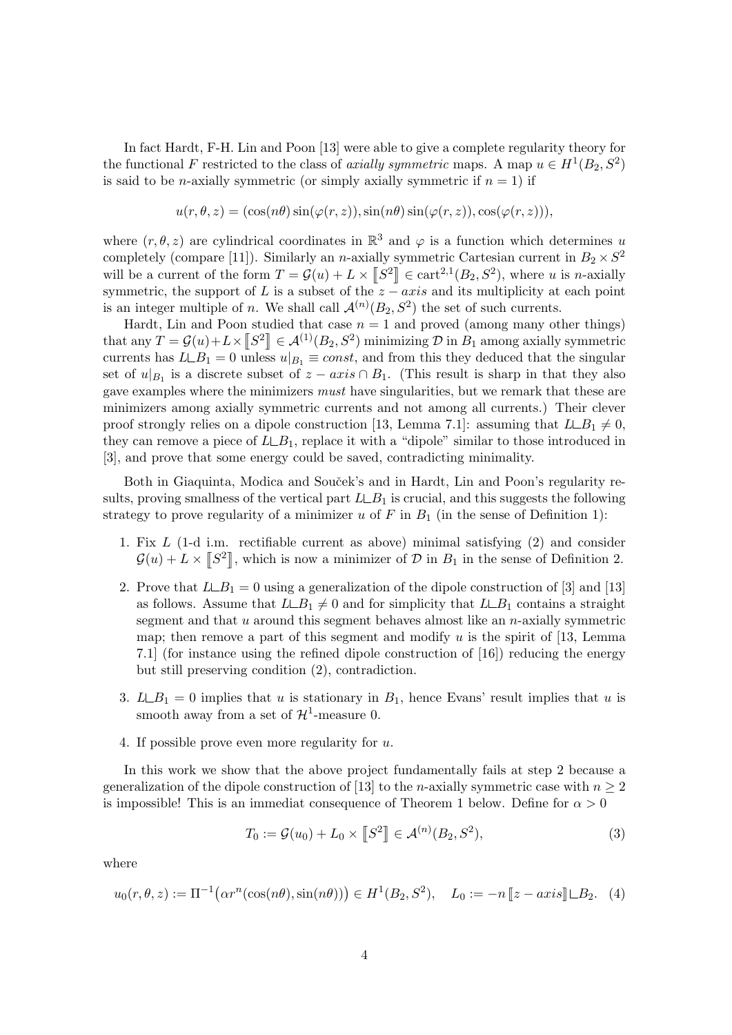In fact Hardt, F-H. Lin and Poon [13] were able to give a complete regularity theory for the functional $F$ restricted to the class of *axially symmetric* maps. A map $u \in H^1(B_2, S^2)$ is said to be $n$-axially symmetric (or simply axially symmetric if $n = 1$) if

$$u(r, \theta, z) = (\cos(n\theta)\sin(\varphi(r, z)), \sin(n\theta)\sin(\varphi(r, z)), \cos(\varphi(r, z))),$$

where $(r, \theta, z)$ are cylindrical coordinates in $\mathbb{R}^3$ and $\varphi$ is a function which determines $u$ completely (compare [11]). Similarly an $n$-axially symmetric Cartesian current in $B_2 \times S^2$ will be a current of the form $T = \mathcal{G}(u) + L \times [\![S^2]\!] \in \text{cart}^{2,1}(B_2, S^2)$, where $u$ is $n$-axially symmetric, the support of $L$ is a subset of the $z - axis$ and its multiplicity at each point is an integer multiple of $n$. We shall call $\mathcal{A}^{(n)}(B_2, S^2)$ the set of such currents.

Hardt, Lin and Poon studied that case $n = 1$ and proved (among many other things) that any $T = \mathcal{G}(u) + L \times [\![S^2]\!] \in \mathcal{A}^{(1)}(B_2, S^2)$ minimizing $\mathcal{D}$ in $B_1$ among axially symmetric currents has $L \llcorner B_1 = 0$ unless $u|_{B_1} \equiv const$, and from this they deduced that the singular set of $u|_{B_1}$ is a discrete subset of $z - axis \cap B_1$. (This result is sharp in that they also gave examples where the minimizers *must* have singularities, but we remark that these are minimizers among axially symmetric currents and not among all currents.) Their clever proof strongly relies on a dipole construction [13, Lemma 7.1]: assuming that $L \llcorner B_1 \neq 0$, they can remove a piece of $L \llcorner B_1$, replace it with a "dipole" similar to those introduced in [3], and prove that some energy could be saved, contradicting minimality.

Both in Giaquinta, Modica and Souček's and in Hardt, Lin and Poon's regularity results, proving smallness of the vertical part $L \llcorner B_1$ is crucial, and this suggests the following strategy to prove regularity of a minimizer $u$ of $F$ in $B_1$ (in the sense of Definition 1):

1. Fix $L$ (1-d i.m. rectifiable current as above) minimal satisfying (2) and consider $\mathcal{G}(u) + L \times [\![S^2]\!]$, which is now a minimizer of $\mathcal{D}$ in $B_1$ in the sense of Definition 2.
2. Prove that $L \llcorner B_1 = 0$ using a generalization of the dipole construction of [3] and [13] as follows. Assume that $L \llcorner B_1 \neq 0$ and for simplicity that $L \llcorner B_1$ contains a straight segment and that $u$ around this segment behaves almost like an $n$-axially symmetric map; then remove a part of this segment and modify $u$ is the spirit of [13, Lemma 7.1] (for instance using the refined dipole construction of [16]) reducing the energy but still preserving condition (2), contradiction.
3. $L \llcorner B_1 = 0$ implies that $u$ is stationary in $B_1$, hence Evans' result implies that $u$ is smooth away from a set of $\mathcal{H}^1$-measure 0.
4. If possible prove even more regularity for $u$.

In this work we show that the above project fundamentally fails at step 2 because a generalization of the dipole construction of [13] to the $n$-axially symmetric case with $n \geq 2$ is impossible! This is an immediat consequence of Theorem 1 below. Define for $\alpha > 0$

$$T_0 := \mathcal{G}(u_0) + L_0 \times [\![S^2]\!] \in \mathcal{A}^{(n)}(B_2, S^2), \tag{3}$$

where

$$u_0(r, \theta, z) := \Pi^{-1}\big(\alpha r^n(\cos(n\theta), \sin(n\theta))\big) \in H^1(B_2, S^2), \quad L_0 := -n\,[\![z - axis]\!] \llcorner B_2. \tag{4}$$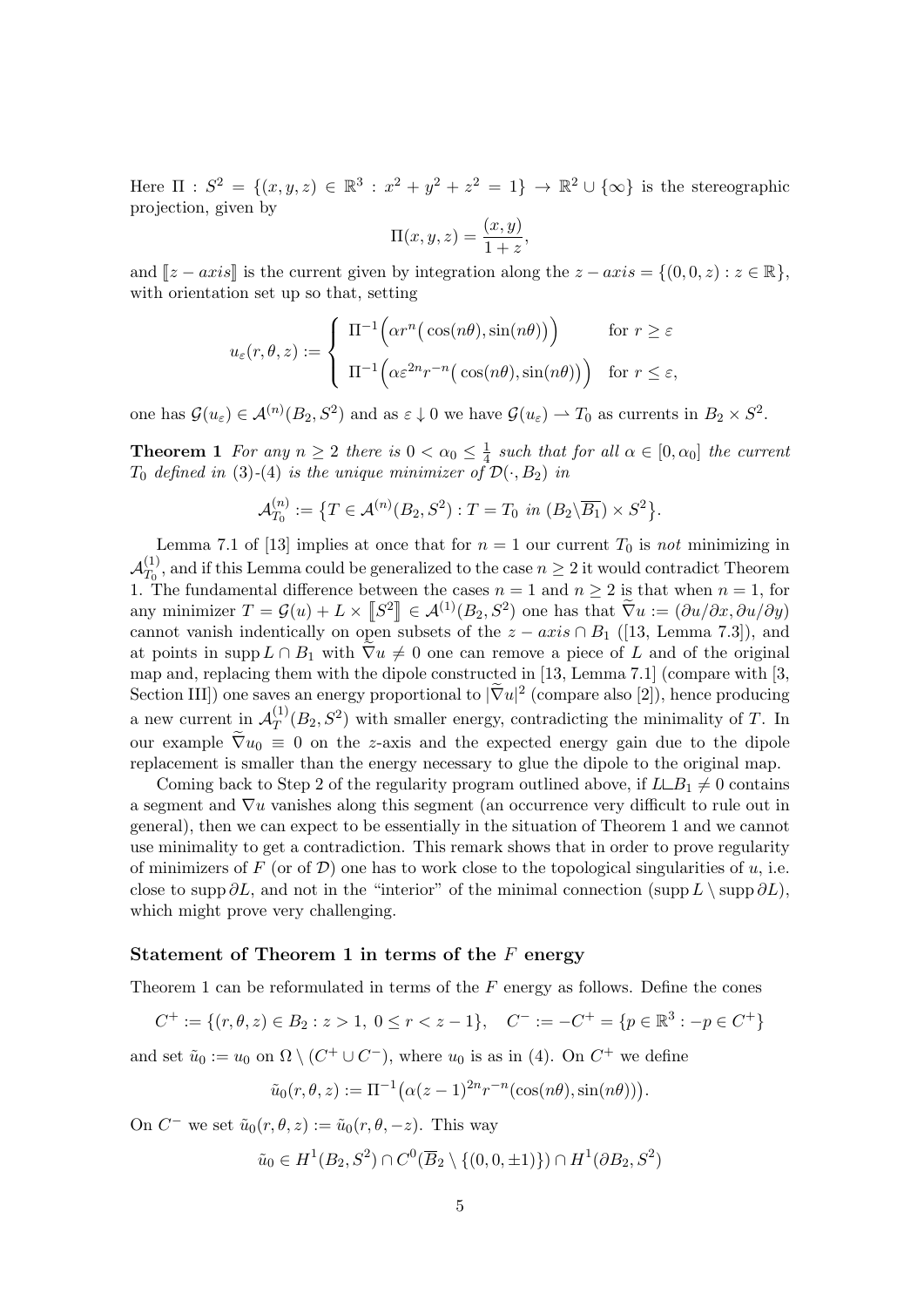Here $\Pi : S^2 = \{(x, y, z) \in \mathbb{R}^3 : x^2 + y^2 + z^2 = 1\} \to \mathbb{R}^2 \cup \{\infty\}$ is the stereographic projection, given by

$$\Pi(x, y, z) = \frac{(x, y)}{1 + z},$$

and $[\![z - axis]\!]$ is the current given by integration along the $z - axis = \{(0, 0, z) : z \in \mathbb{R}\}$, with orientation set up so that, setting

$$u_\varepsilon(r, \theta, z) := \begin{cases} \Pi^{-1}\Big(\alpha r^n\big(\cos(n\theta), \sin(n\theta)\big)\Big) & \text{for } r \geq \varepsilon \\ \Pi^{-1}\Big(\alpha \varepsilon^{2n} r^{-n}\big(\cos(n\theta), \sin(n\theta)\big)\Big) & \text{for } r \leq \varepsilon, \end{cases}$$

one has $\mathcal{G}(u_\varepsilon) \in \mathcal{A}^{(n)}(B_2, S^2)$ and as $\varepsilon \downarrow 0$ we have $\mathcal{G}(u_\varepsilon) \rightharpoonup T_0$ as currents in $B_2 \times S^2$.

**Theorem 1** *For any $n \geq 2$ there is $0 < \alpha_0 \leq \frac{1}{4}$ such that for all $\alpha \in [0, \alpha_0]$ the current $T_0$ defined in (3)-(4) is the unique minimizer of $\mathcal{D}(\cdot, B_2)$ in*

$$\mathcal{A}^{(n)}_{T_0} := \big\{T \in \mathcal{A}^{(n)}(B_2, S^2) : T = T_0 \text{ in } (B_2 \backslash \overline{B_1}) \times S^2\big\}.$$

Lemma 7.1 of [13] implies at once that for $n = 1$ our current $T_0$ is *not* minimizing in $\mathcal{A}^{(1)}_{T_0}$, and if this Lemma could be generalized to the case $n \geq 2$ it would contradict Theorem 1. The fundamental difference between the cases $n = 1$ and $n \geq 2$ is that when $n = 1$, for any minimizer $T = \mathcal{G}(u) + L \times [\![S^2]\!] \in \mathcal{A}^{(1)}(B_2, S^2)$ one has that $\widetilde{\nabla} u := (\partial u/\partial x, \partial u/\partial y)$ cannot vanish indentically on open subsets of the $z - axis \cap B_1$ ([13, Lemma 7.3]), and at points in $\operatorname{supp} L \cap B_1$ with $\widetilde{\nabla} u \neq 0$ one can remove a piece of $L$ and of the original map and, replacing them with the dipole constructed in [13, Lemma 7.1] (compare with [3, Section III]) one saves an energy proportional to $|\widetilde{\nabla} u|^2$ (compare also [2]), hence producing a new current in $\mathcal{A}^{(1)}_T(B_2, S^2)$ with smaller energy, contradicting the minimality of $T$. In our example $\widetilde{\nabla} u_0 \equiv 0$ on the $z$-axis and the expected energy gain due to the dipole replacement is smaller than the energy necessary to glue the dipole to the original map.

Coming back to Step 2 of the regularity program outlined above, if $L \llcorner B_1 \neq 0$ contains a segment and $\nabla u$ vanishes along this segment (an occurrence very difficult to rule out in general), then we can expect to be essentially in the situation of Theorem 1 and we cannot use minimality to get a contradiction. This remark shows that in order to prove regularity of minimizers of $F$ (or of $\mathcal{D}$) one has to work close to the topological singularities of $u$, i.e. close to $\operatorname{supp} \partial L$, and not in the "interior" of the minimal connection ($\operatorname{supp} L \setminus \operatorname{supp} \partial L$), which might prove very challenging.

### Statement of Theorem 1 in terms of the $F$ energy

Theorem 1 can be reformulated in terms of the $F$ energy as follows. Define the cones

$$C^+ := \{(r, \theta, z) \in B_2 : z > 1,\ 0 \leq r < z - 1\}, \quad C^- := -C^+ = \{p \in \mathbb{R}^3 : -p \in C^+\}$$

and set $\tilde{u}_0 := u_0$ on $\Omega \setminus (C^+ \cup C^-)$, where $u_0$ is as in (4). On $C^+$ we define

$$\tilde{u}_0(r, \theta, z) := \Pi^{-1}\big(\alpha(z - 1)^{2n} r^{-n}(\cos(n\theta), \sin(n\theta))\big).$$

On $C^-$ we set $\tilde{u}_0(r, \theta, z) := \tilde{u}_0(r, \theta, -z)$. This way

$$\tilde{u}_0 \in H^1(B_2, S^2) \cap C^0(\overline{B}_2 \setminus \{(0, 0, \pm 1)\}) \cap H^1(\partial B_2, S^2)$$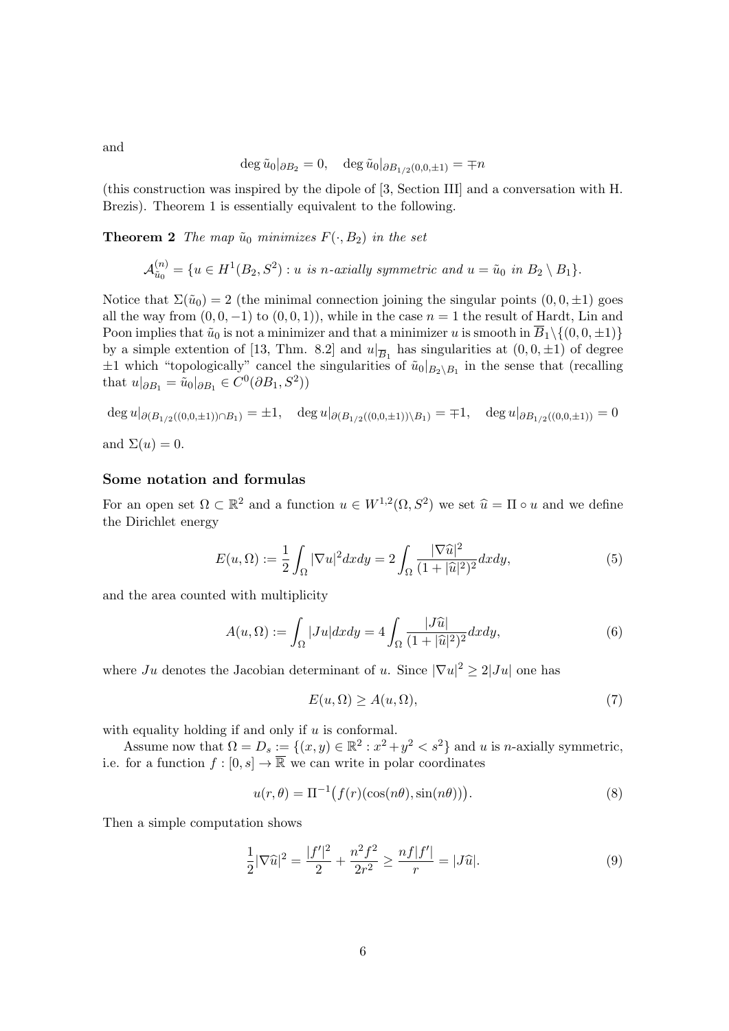and

$$\deg \tilde{u}_0|_{\partial B_2} = 0, \quad \deg \tilde{u}_0|_{\partial B_{1/2}(0,0,\pm 1)} = \mp n$$

(this construction was inspired by the dipole of [3, Section III] and a conversation with H. Brezis). Theorem 1 is essentially equivalent to the following.

**Theorem 2** *The map $\tilde{u}_0$ minimizes $F(\cdot, B_2)$ in the set*

$$\mathcal{A}^{(n)}_{\tilde{u}_0} = \{u \in H^1(B_2, S^2) : u \text{ is } n\text{-axially symmetric and } u = \tilde{u}_0 \text{ in } B_2 \setminus B_1\}.$$

Notice that $\Sigma(\tilde{u}_0) = 2$ (the minimal connection joining the singular points $(0,0,\pm 1)$ goes all the way from $(0,0,-1)$ to $(0,0,1)$), while in the case $n = 1$ the result of Hardt, Lin and Poon implies that $\tilde{u}_0$ is not a minimizer and that a minimizer $u$ is smooth in $\overline{B}_1 \setminus \{(0,0,\pm 1)\}$ by a simple extention of [13, Thm. 8.2] and $u|_{\overline{B}_1}$ has singularities at $(0,0,\pm 1)$ of degree $\pm 1$ which "topologically" cancel the singularities of $\tilde{u}_0|_{B_2 \setminus B_1}$ in the sense that (recalling that $u|_{\partial B_1} = \tilde{u}_0|_{\partial B_1} \in C^0(\partial B_1, S^2)$)

$$\deg u|_{\partial(B_{1/2}((0,0,\pm 1)) \cap B_1)} = \pm 1, \quad \deg u|_{\partial(B_{1/2}((0,0,\pm 1)) \setminus B_1)} = \mp 1, \quad \deg u|_{\partial B_{1/2}((0,0,\pm 1))} = 0$$

and $\Sigma(u) = 0$.

### Some notation and formulas

For an open set $\Omega \subset \mathbb{R}^2$ and a function $u \in W^{1,2}(\Omega, S^2)$ we set $\widehat{u} = \Pi \circ u$ and we define the Dirichlet energy

$$E(u, \Omega) := \frac{1}{2} \int_\Omega |\nabla u|^2 dxdy = 2 \int_\Omega \frac{|\nabla \widehat{u}|^2}{(1 + |\widehat{u}|^2)^2} dxdy, \tag{5}$$

and the area counted with multiplicity

$$A(u, \Omega) := \int_\Omega |Ju| dxdy = 4 \int_\Omega \frac{|J\widehat{u}|}{(1 + |\widehat{u}|^2)^2} dxdy, \tag{6}$$

where $Ju$ denotes the Jacobian determinant of $u$. Since $|\nabla u|^2 \geq 2|Ju|$ one has

$$E(u, \Omega) \geq A(u, \Omega), \tag{7}$$

with equality holding if and only if $u$ is conformal.

Assume now that $\Omega = D_s := \{(x,y) \in \mathbb{R}^2 : x^2 + y^2 < s^2\}$ and $u$ is $n$-axially symmetric, i.e. for a function $f : [0, s] \to \overline{\mathbb{R}}$ we can write in polar coordinates

$$u(r, \theta) = \Pi^{-1}\big(f(r)(\cos(n\theta), \sin(n\theta))\big). \tag{8}$$

Then a simple computation shows

$$\frac{1}{2}|\nabla \widehat{u}|^2 = \frac{|f'|^2}{2} + \frac{n^2 f^2}{2r^2} \geq \frac{nf|f'|}{r} = |J\widehat{u}|. \tag{9}$$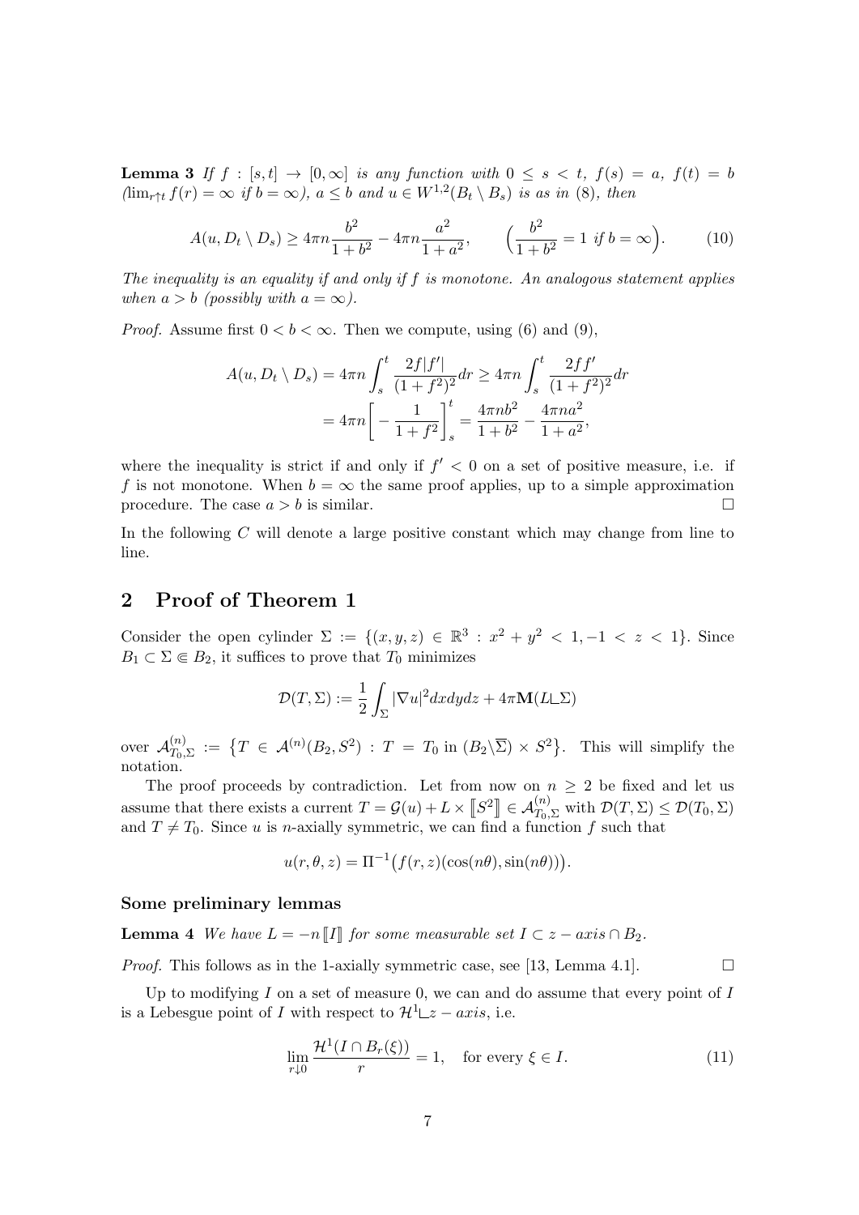**Lemma 3** *If $f : [s,t] \to [0,\infty]$ is any function with $0 \le s < t$, $f(s) = a$, $f(t) = b$ ($\lim_{r \uparrow t} f(r) = \infty$ if $b = \infty$), $a \le b$ and $u \in W^{1,2}(B_t \setminus B_s)$ is as in (8), then*

$$A(u, D_t \setminus D_s) \ge 4\pi n \frac{b^2}{1+b^2} - 4\pi n \frac{a^2}{1+a^2}, \qquad \Big(\frac{b^2}{1+b^2} = 1 \text{ if } b = \infty\Big). \tag{10}$$

*The inequality is an equality if and only if $f$ is monotone. An analogous statement applies when $a > b$ (possibly with $a = \infty$).*

*Proof.* Assume first $0 < b < \infty$. Then we compute, using (6) and (9),

$$\begin{aligned} A(u, D_t \setminus D_s) &= 4\pi n \int_s^t \frac{2f|f'|}{(1+f^2)^2} dr \ge 4\pi n \int_s^t \frac{2ff'}{(1+f^2)^2} dr \\ &= 4\pi n \bigg[ -\frac{1}{1+f^2} \bigg]_s^t = \frac{4\pi n b^2}{1+b^2} - \frac{4\pi n a^2}{1+a^2}, \end{aligned}$$

where the inequality is strict if and only if $f' < 0$ on a set of positive measure, i.e. if $f$ is not monotone. When $b = \infty$ the same proof applies, up to a simple approximation procedure. The case $a > b$ is similar. $\square$

In the following $C$ will denote a large positive constant which may change from line to line.

## 2 Proof of Theorem 1

Consider the open cylinder $\Sigma := \{(x,y,z) \in \mathbb{R}^3 : x^2 + y^2 < 1, -1 < z < 1\}$. Since $B_1 \subset \Sigma \Subset B_2$, it suffices to prove that $T_0$ minimizes

$$\mathcal{D}(T, \Sigma) := \frac{1}{2} \int_\Sigma |\nabla u|^2 dx dy dz + 4\pi \mathbf{M}(L \llcorner \Sigma)$$

over $\mathcal{A}^{(n)}_{T_0,\Sigma} := \{ T \in \mathcal{A}^{(n)}(B_2, S^2) : T = T_0 \text{ in } (B_2 \setminus \overline{\Sigma}) \times S^2 \}$. This will simplify the notation.

The proof proceeds by contradiction. Let from now on $n \ge 2$ be fixed and let us assume that there exists a current $T = \mathcal{G}(u) + L \times [\![S^2]\!] \in \mathcal{A}^{(n)}_{T_0,\Sigma}$ with $\mathcal{D}(T,\Sigma) \le \mathcal{D}(T_0,\Sigma)$ and $T \ne T_0$. Since $u$ is $n$-axially symmetric, we can find a function $f$ such that

$$u(r,\theta,z) = \Pi^{-1}\big(f(r,z)(\cos(n\theta), \sin(n\theta))\big).$$

#### Some preliminary lemmas

**Lemma 4** *We have $L = -n[\![I]\!]$ for some measurable set $I \subset z - axis \cap B_2$.*

*Proof.* This follows as in the 1-axially symmetric case, see [13, Lemma 4.1]. $\square$

Up to modifying $I$ on a set of measure 0, we can and do assume that every point of $I$ is a Lebesgue point of $I$ with respect to $\mathcal{H}^1 \llcorner z - axis$, i.e.

$$\lim_{r \downarrow 0} \frac{\mathcal{H}^1(I \cap B_r(\xi))}{r} = 1, \quad \text{for every } \xi \in I. \tag{11}$$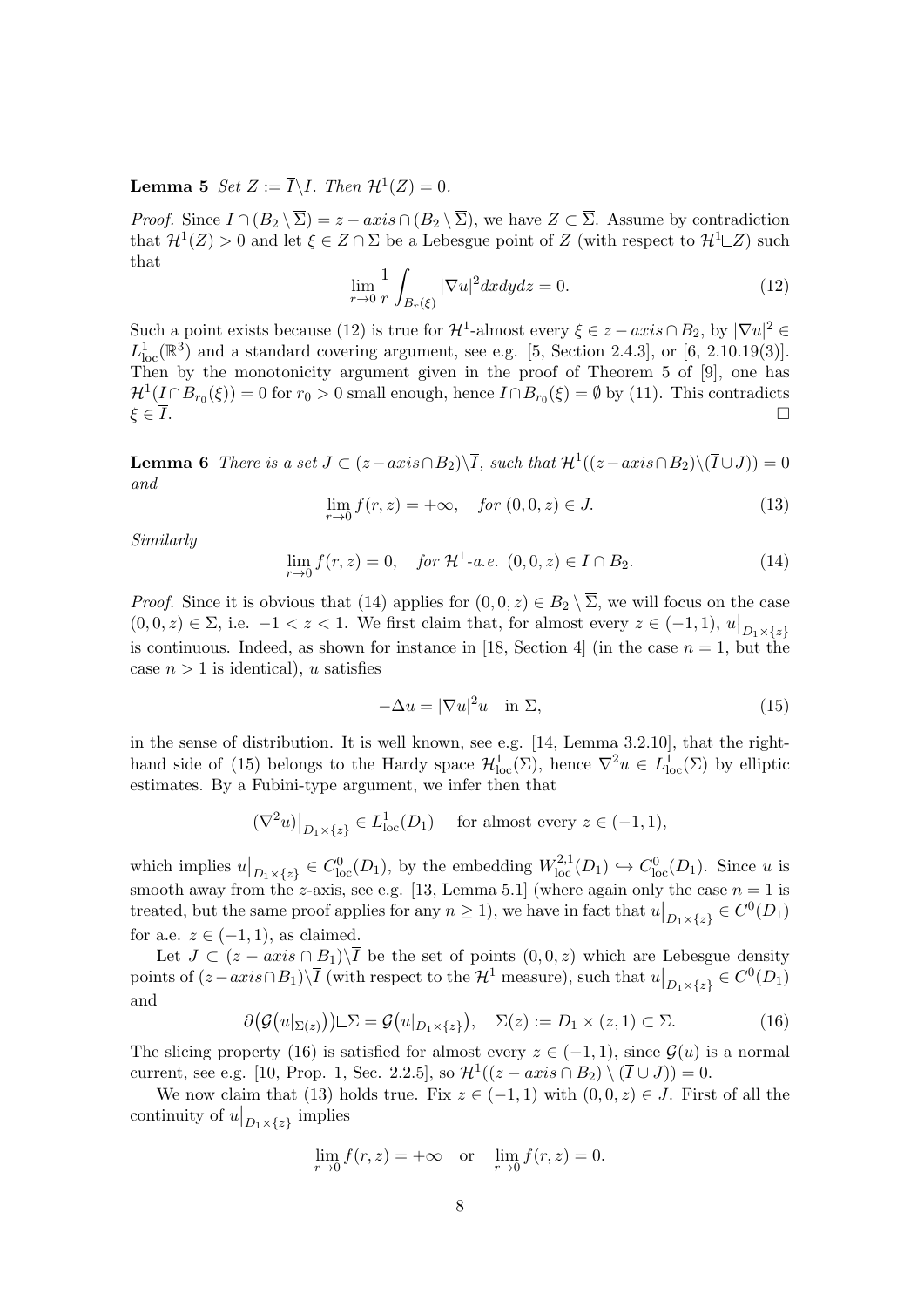**Lemma 5** *Set $Z := \overline{I} \setminus I$. Then $\mathcal{H}^1(Z) = 0$.*

*Proof.* Since $I \cap (B_2 \setminus \overline{\Sigma}) = z-axis \cap (B_2 \setminus \overline{\Sigma})$, we have $Z \subset \overline{\Sigma}$. Assume by contradiction that $\mathcal{H}^1(Z) > 0$ and let $\xi \in Z \cap \Sigma$ be a Lebesgue point of $Z$ (with respect to $\mathcal{H}^1 \llcorner Z$) such that

$$\lim_{r \to 0} \frac{1}{r} \int_{B_r(\xi)} |\nabla u|^2 dxdydz = 0. \tag{12}$$

Such a point exists because (12) is true for $\mathcal{H}^1$-almost every $\xi \in z-axis \cap B_2$, by $|\nabla u|^2 \in L^1_{\text{loc}}(\mathbb{R}^3)$ and a standard covering argument, see e.g. [5, Section 2.4.3], or [6, 2.10.19(3)]. Then by the monotonicity argument given in the proof of Theorem 5 of [9], one has $\mathcal{H}^1(I \cap B_{r_0}(\xi)) = 0$ for $r_0 > 0$ small enough, hence $I \cap B_{r_0}(\xi) = \emptyset$ by (11). This contradicts $\xi \in \overline{I}$. $\square$

**Lemma 6** *There is a set $J \subset (z-axis \cap B_2) \setminus \overline{I}$, such that $\mathcal{H}^1((z-axis \cap B_2) \setminus (\overline{I} \cup J)) = 0$ and*

$$\lim_{r \to 0} f(r, z) = +\infty, \quad \textit{for } (0, 0, z) \in J. \tag{13}$$

*Similarly*

$$\lim_{r \to 0} f(r, z) = 0, \quad \textit{for } \mathcal{H}^1\textit{-a.e. } (0, 0, z) \in I \cap B_2. \tag{14}$$

*Proof.* Since it is obvious that (14) applies for $(0, 0, z) \in B_2 \setminus \overline{\Sigma}$, we will focus on the case $(0, 0, z) \in \Sigma$, i.e. $-1 < z < 1$. We first claim that, for almost every $z \in (-1, 1)$, $u\big|_{D_1 \times \{z\}}$ is continuous. Indeed, as shown for instance in [18, Section 4] (in the case $n = 1$, but the case $n > 1$ is identical), $u$ satisfies

$$-\Delta u = |\nabla u|^2 u \quad \text{in } \Sigma, \tag{15}$$

in the sense of distribution. It is well known, see e.g. [14, Lemma 3.2.10], that the right-hand side of (15) belongs to the Hardy space $\mathcal{H}^1_{\text{loc}}(\Sigma)$, hence $\nabla^2 u \in L^1_{\text{loc}}(\Sigma)$ by elliptic estimates. By a Fubini-type argument, we infer then that

$$(\nabla^2 u)\big|_{D_1 \times \{z\}} \in L^1_{\text{loc}}(D_1) \quad \text{for almost every } z \in (-1, 1),$$

which implies $u\big|_{D_1 \times \{z\}} \in C^0_{\text{loc}}(D_1)$, by the embedding $W^{2,1}_{\text{loc}}(D_1) \hookrightarrow C^0_{\text{loc}}(D_1)$. Since $u$ is smooth away from the $z$-axis, see e.g. [13, Lemma 5.1] (where again only the case $n = 1$ is treated, but the same proof applies for any $n \geq 1$), we have in fact that $u\big|_{D_1 \times \{z\}} \in C^0(D_1)$ for a.e. $z \in (-1, 1)$, as claimed.

Let $J \subset (z-axis \cap B_1) \setminus \overline{I}$ be the set of points $(0, 0, z)$ which are Lebesgue density points of $(z-axis \cap B_1) \setminus \overline{I}$ (with respect to the $\mathcal{H}^1$ measure), such that $u\big|_{D_1 \times \{z\}} \in C^0(D_1)$ and

$$\partial\big(\mathcal{G}\big(u|_{\Sigma(z)}\big)\big) \llcorner \Sigma = \mathcal{G}\big(u|_{D_1 \times \{z\}}\big), \quad \Sigma(z) := D_1 \times (z, 1) \subset \Sigma. \tag{16}$$

The slicing property (16) is satisfied for almost every $z \in (-1, 1)$, since $\mathcal{G}(u)$ is a normal current, see e.g. [10, Prop. 1, Sec. 2.2.5], so $\mathcal{H}^1((z-axis \cap B_2) \setminus (\overline{I} \cup J)) = 0$.

We now claim that (13) holds true. Fix $z \in (-1, 1)$ with $(0, 0, z) \in J$. First of all the continuity of $u\big|_{D_1 \times \{z\}}$ implies

$$\lim_{r \to 0} f(r, z) = +\infty \quad \text{or} \quad \lim_{r \to 0} f(r, z) = 0.$$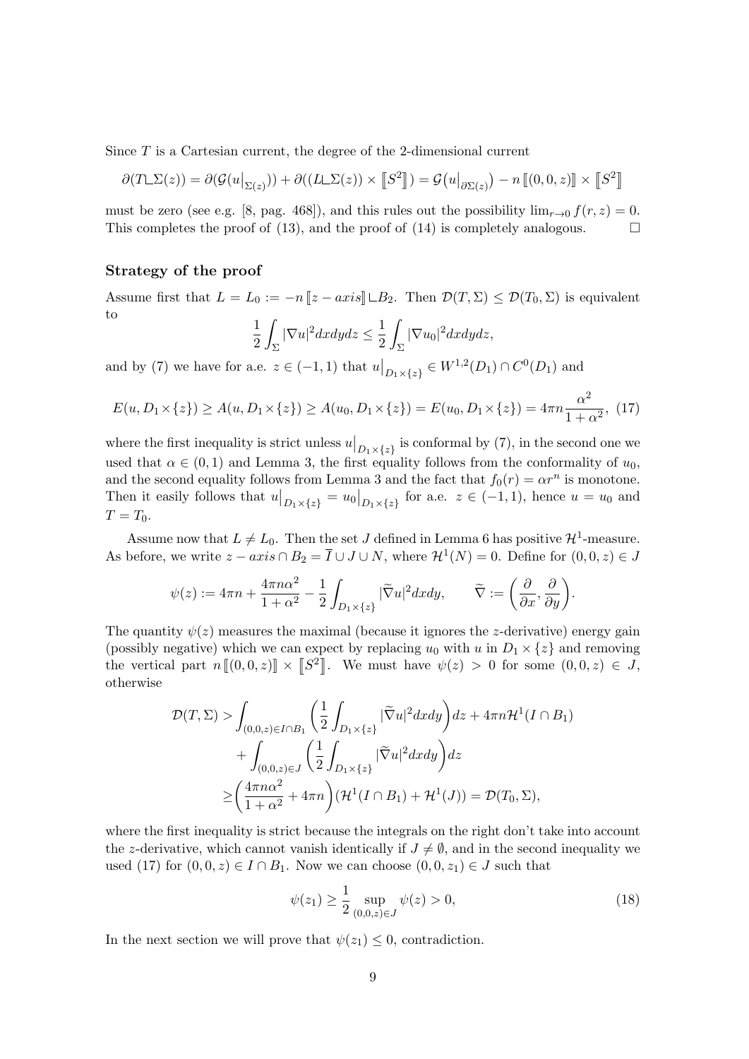Since $T$ is a Cartesian current, the degree of the 2-dimensional current

$$\partial(T \llcorner \Sigma(z)) = \partial(\mathcal{G}(u\big|_{\Sigma(z)})) + \partial((L \llcorner \Sigma(z)) \times [\![S^2]\!]) = \mathcal{G}(u\big|_{\partial\Sigma(z)}) - n\,[\![(0,0,z)]\!] \times [\![S^2]\!]$$

must be zero (see e.g. [8, pag. 468]), and this rules out the possibility $\lim_{r\to 0} f(r,z) = 0$. This completes the proof of (13), and the proof of (14) is completely analogous. $\square$

### Strategy of the proof

Assume first that $L = L_0 := -n\,[\![z-axis]\!] \llcorner B_2$. Then $\mathcal{D}(T,\Sigma) \le \mathcal{D}(T_0,\Sigma)$ is equivalent to

$$\frac{1}{2}\int_\Sigma |\nabla u|^2 dxdydz \le \frac{1}{2}\int_\Sigma |\nabla u_0|^2 dxdydz,$$

and by (7) we have for a.e. $z \in (-1,1)$ that $u\big|_{D_1\times\{z\}} \in W^{1,2}(D_1) \cap C^0(D_1)$ and

$$E(u, D_1\times\{z\}) \ge A(u, D_1\times\{z\}) \ge A(u_0, D_1\times\{z\}) = E(u_0, D_1\times\{z\}) = 4\pi n\frac{\alpha^2}{1+\alpha^2}, \quad (17)$$

where the first inequality is strict unless $u\big|_{D_1\times\{z\}}$ is conformal by (7), in the second one we used that $\alpha \in (0,1)$ and Lemma 3, the first equality follows from the conformality of $u_0$, and the second equality follows from Lemma 3 and the fact that $f_0(r) = \alpha r^n$ is monotone. Then it easily follows that $u\big|_{D_1\times\{z\}} = u_0\big|_{D_1\times\{z\}}$ for a.e. $z \in (-1,1)$, hence $u = u_0$ and $T = T_0$.

Assume now that $L \ne L_0$. Then the set $J$ defined in Lemma 6 has positive $\mathcal{H}^1$-measure. As before, we write $z-axis \cap B_2 = \overline{I} \cup J \cup N$, where $\mathcal{H}^1(N) = 0$. Define for $(0,0,z) \in J$

$$\psi(z) := 4\pi n + \frac{4\pi n\alpha^2}{1+\alpha^2} - \frac{1}{2}\int_{D_1\times\{z\}} |\widetilde{\nabla} u|^2 dxdy, \qquad \widetilde{\nabla} := \left(\frac{\partial}{\partial x}, \frac{\partial}{\partial y}\right).$$

The quantity $\psi(z)$ measures the maximal (because it ignores the $z$-derivative) energy gain (possibly negative) which we can expect by replacing $u_0$ with $u$ in $D_1 \times \{z\}$ and removing the vertical part $n\,[\![(0,0,z)]\!] \times [\![S^2]\!]$. We must have $\psi(z) > 0$ for some $(0,0,z) \in J$, otherwise

$$\begin{aligned}
\mathcal{D}(T,\Sigma) >& \int_{(0,0,z)\in I\cap B_1}\left(\frac{1}{2}\int_{D_1\times\{z\}} |\widetilde{\nabla} u|^2 dxdy\right)dz + 4\pi n\mathcal{H}^1(I\cap B_1) \\
&+ \int_{(0,0,z)\in J}\left(\frac{1}{2}\int_{D_1\times\{z\}} |\widetilde{\nabla} u|^2 dxdy\right)dz \\
\ge& \left(\frac{4\pi n\alpha^2}{1+\alpha^2} + 4\pi n\right)(\mathcal{H}^1(I\cap B_1) + \mathcal{H}^1(J)) = \mathcal{D}(T_0,\Sigma),
\end{aligned}$$

where the first inequality is strict because the integrals on the right don't take into account the $z$-derivative, which cannot vanish identically if $J \ne \emptyset$, and in the second inequality we used (17) for $(0,0,z) \in I \cap B_1$. Now we can choose $(0,0,z_1) \in J$ such that

$$\psi(z_1) \ge \frac{1}{2}\sup_{(0,0,z)\in J}\psi(z) > 0, \quad (18)$$

In the next section we will prove that $\psi(z_1) \le 0$, contradiction.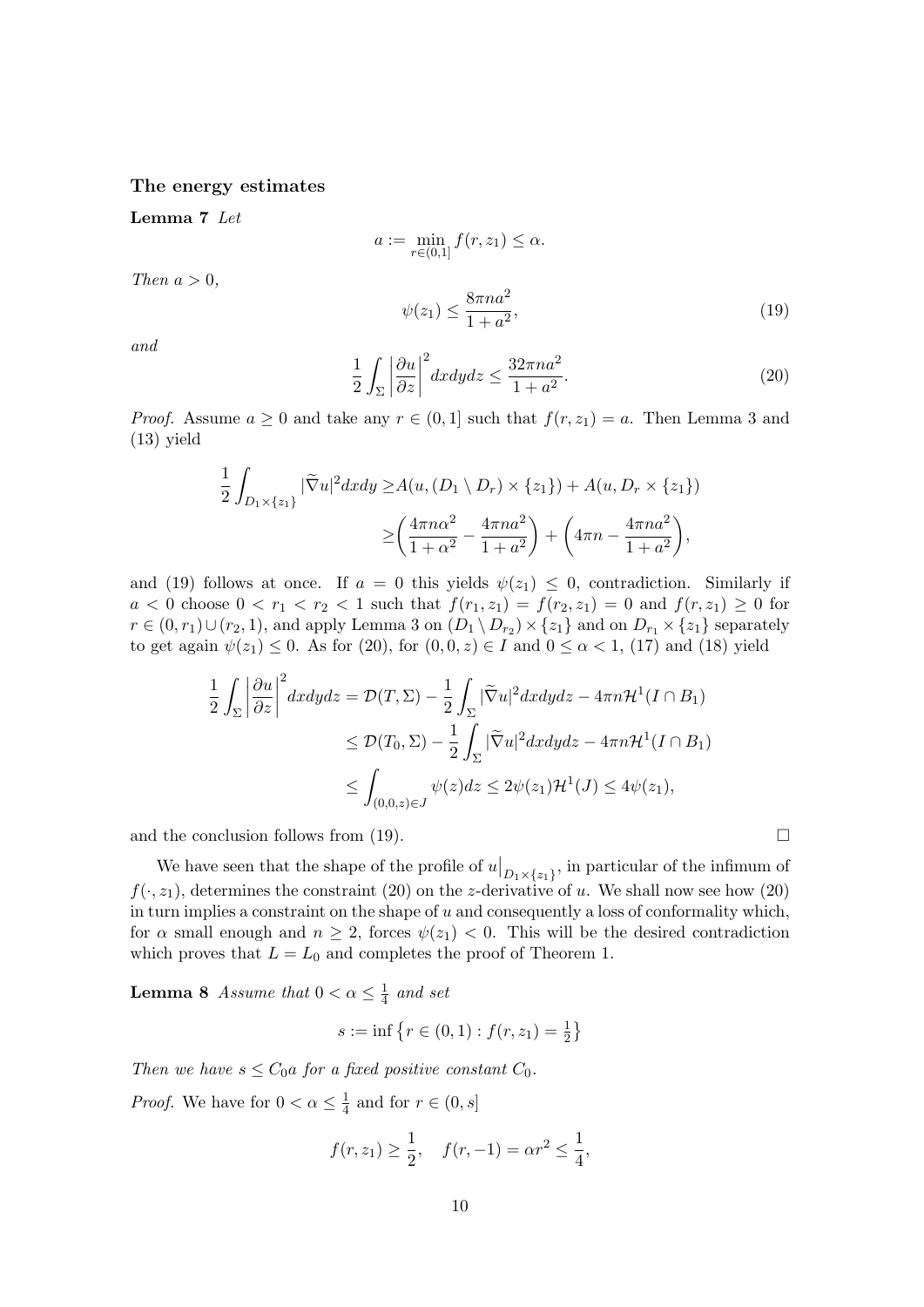### The energy estimates

**Lemma 7** *Let*

$$a := \min_{r \in (0,1]} f(r, z_1) \leq \alpha.$$

*Then $a > 0$,*

$$\psi(z_1) \leq \frac{8\pi n a^2}{1+a^2}, \tag{19}$$

*and*

$$\frac{1}{2} \int_\Sigma \left| \frac{\partial u}{\partial z} \right|^2 dxdydz \leq \frac{32\pi n a^2}{1+a^2}. \tag{20}$$

*Proof.* Assume $a \geq 0$ and take any $r \in (0,1]$ such that $f(r, z_1) = a$. Then Lemma 3 and (13) yield

$$\begin{aligned} \frac{1}{2} \int_{D_1 \times \{z_1\}} |\widetilde{\nabla} u|^2 dxdy \geq & A(u, (D_1 \setminus D_r) \times \{z_1\}) + A(u, D_r \times \{z_1\}) \\ \geq & \left( \frac{4\pi n \alpha^2}{1+\alpha^2} - \frac{4\pi n a^2}{1+a^2} \right) + \left( 4\pi n - \frac{4\pi n a^2}{1+a^2} \right), \end{aligned}$$

and (19) follows at once. If $a = 0$ this yields $\psi(z_1) \leq 0$, contradiction. Similarly if $a < 0$ choose $0 < r_1 < r_2 < 1$ such that $f(r_1, z_1) = f(r_2, z_1) = 0$ and $f(r, z_1) \geq 0$ for $r \in (0, r_1) \cup (r_2, 1)$, and apply Lemma 3 on $(D_1 \setminus D_{r_2}) \times \{z_1\}$ and on $D_{r_1} \times \{z_1\}$ separately to get again $\psi(z_1) \leq 0$. As for (20), for $(0,0,z) \in I$ and $0 \leq \alpha < 1$, (17) and (18) yield

$$\begin{aligned} \frac{1}{2} \int_\Sigma \left| \frac{\partial u}{\partial z} \right|^2 dxdydz = & \mathcal{D}(T, \Sigma) - \frac{1}{2} \int_\Sigma |\widetilde{\nabla} u|^2 dxdydz - 4\pi n \mathcal{H}^1(I \cap B_1) \\ \leq & \mathcal{D}(T_0, \Sigma) - \frac{1}{2} \int_\Sigma |\widetilde{\nabla} u|^2 dxdydz - 4\pi n \mathcal{H}^1(I \cap B_1) \\ \leq & \int_{(0,0,z) \in J} \psi(z) dz \leq 2\psi(z_1) \mathcal{H}^1(J) \leq 4\psi(z_1), \end{aligned}$$

and the conclusion follows from (19). $\square$

We have seen that the shape of the profile of $u\big|_{D_1 \times \{z_1\}}$, in particular of the infimum of $f(\cdot, z_1)$, determines the constraint (20) on the $z$-derivative of $u$. We shall now see how (20) in turn implies a constraint on the shape of $u$ and consequently a loss of conformality which, for $\alpha$ small enough and $n \geq 2$, forces $\psi(z_1) < 0$. This will be the desired contradiction which proves that $L = L_0$ and completes the proof of Theorem 1.

**Lemma 8** *Assume that $0 < \alpha \leq \frac{1}{4}$ and set*

$$s := \inf \left\{ r \in (0,1) : f(r, z_1) = \tfrac{1}{2} \right\}$$

*Then we have $s \leq C_0 a$ for a fixed positive constant $C_0$.*

*Proof.* We have for $0 < \alpha \leq \frac{1}{4}$ and for $r \in (0, s]$

$$f(r, z_1) \geq \frac{1}{2}, \quad f(r, -1) = \alpha r^2 \leq \frac{1}{4},$$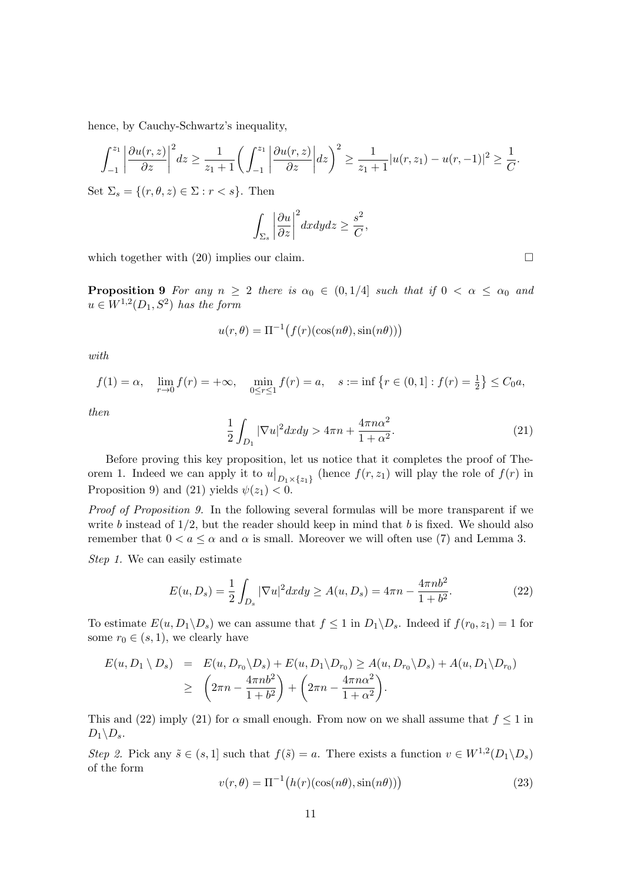hence, by Cauchy-Schwartz's inequality,

$$\int_{-1}^{z_1} \left|\frac{\partial u(r,z)}{\partial z}\right|^2 dz \geq \frac{1}{z_1+1}\bigg(\int_{-1}^{z_1} \left|\frac{\partial u(r,z)}{\partial z}\right| dz\bigg)^2 \geq \frac{1}{z_1+1}|u(r,z_1)-u(r,-1)|^2 \geq \frac{1}{C}.$$

Set $\Sigma_s = \{(r,\theta,z) \in \Sigma : r < s\}$. Then

$$\int_{\Sigma_s} \left|\frac{\partial u}{\partial z}\right|^2 dxdydz \geq \frac{s^2}{C},$$

which together with (20) implies our claim. $\square$

**Proposition 9** *For any $n \geq 2$ there is $\alpha_0 \in (0, 1/4]$ such that if $0 < \alpha \leq \alpha_0$ and $u \in W^{1,2}(D_1, S^2)$ has the form*

$$u(r,\theta) = \Pi^{-1}\big(f(r)(\cos(n\theta), \sin(n\theta))\big)$$

*with*

$$f(1) = \alpha, \quad \lim_{r\to 0} f(r) = +\infty, \quad \min_{0\leq r\leq 1} f(r) = a, \quad s := \inf\big\{r \in (0,1] : f(r) = \tfrac{1}{2}\big\} \leq C_0 a,$$

*then*

$$\frac{1}{2}\int_{D_1} |\nabla u|^2 dxdy > 4\pi n + \frac{4\pi n\alpha^2}{1+\alpha^2}. \tag{21}$$

Before proving this key proposition, let us notice that it completes the proof of Theorem 1. Indeed we can apply it to $u\big|_{D_1\times\{z_1\}}$ (hence $f(r,z_1)$ will play the role of $f(r)$ in Proposition 9) and (21) yields $\psi(z_1) < 0$.

*Proof of Proposition 9.* In the following several formulas will be more transparent if we write $b$ instead of $1/2$, but the reader should keep in mind that $b$ is fixed. We should also remember that $0 < a \leq \alpha$ and $\alpha$ is small. Moreover we will often use (7) and Lemma 3.

*Step 1.* We can easily estimate

$$E(u, D_s) = \frac{1}{2}\int_{D_s} |\nabla u|^2 dxdy \geq A(u, D_s) = 4\pi n - \frac{4\pi n b^2}{1+b^2}. \tag{22}$$

To estimate $E(u, D_1\backslash D_s)$ we can assume that $f \leq 1$ in $D_1\backslash D_s$. Indeed if $f(r_0, z_1) = 1$ for some $r_0 \in (s, 1)$, we clearly have

$$\begin{aligned} E(u, D_1 \setminus D_s) &= E(u, D_{r_0}\backslash D_s) + E(u, D_1\backslash D_{r_0}) \geq A(u, D_{r_0}\backslash D_s) + A(u, D_1\backslash D_{r_0}) \\ &\geq \left(2\pi n - \frac{4\pi n b^2}{1+b^2}\right) + \left(2\pi n - \frac{4\pi n\alpha^2}{1+\alpha^2}\right). \end{aligned}$$

This and (22) imply (21) for $\alpha$ small enough. From now on we shall assume that $f \leq 1$ in $D_1\backslash D_s$.

*Step 2.* Pick any $\tilde{s} \in (s, 1]$ such that $f(\tilde{s}) = a$. There exists a function $v \in W^{1,2}(D_1\backslash D_s)$ of the form

$$v(r,\theta) = \Pi^{-1}\big(h(r)(\cos(n\theta), \sin(n\theta))\big) \tag{23}$$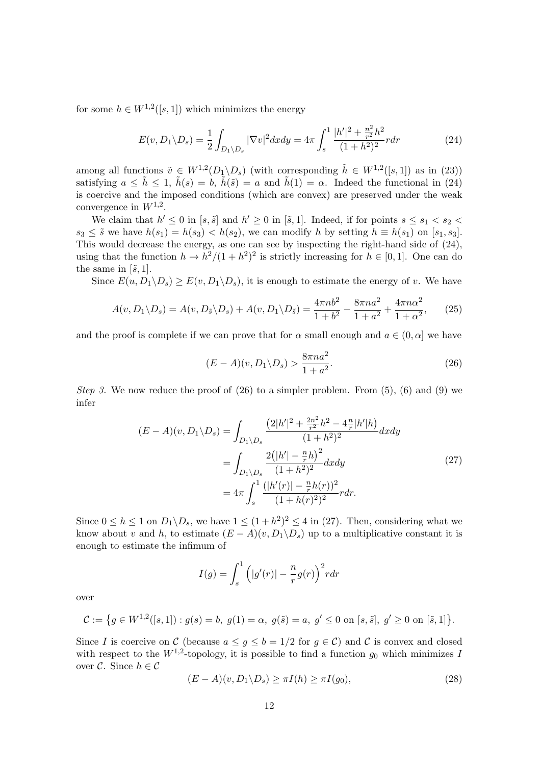for some $h \in W^{1,2}([s,1])$ which minimizes the energy

$$E(v, D_1 \backslash D_s) = \frac{1}{2} \int_{D_1 \backslash D_s} |\nabla v|^2 dxdy = 4\pi \int_s^1 \frac{|h'|^2 + \frac{n^2}{r^2} h^2}{(1+h^2)^2} r dr \tag{24}$$

among all functions $\tilde{v} \in W^{1,2}(D_1 \backslash D_s)$ (with corresponding $\tilde{h} \in W^{1,2}([s,1])$ as in (23)) satisfying $a \le \tilde{h} \le 1$, $\tilde{h}(s) = b$, $\tilde{h}(\tilde{s}) = a$ and $\tilde{h}(1) = \alpha$. Indeed the functional in (24) is coercive and the imposed conditions (which are convex) are preserved under the weak convergence in $W^{1,2}$.

We claim that $h' \le 0$ in $[s, \tilde{s}]$ and $h' \ge 0$ in $[\tilde{s}, 1]$. Indeed, if for points $s \le s_1 < s_2 < s_3 \le \tilde{s}$ we have $h(s_1) = h(s_3) < h(s_2)$, we can modify $h$ by setting $h \equiv h(s_1)$ on $[s_1, s_3]$. This would decrease the energy, as one can see by inspecting the right-hand side of (24), using that the function $h \to h^2/(1+h^2)^2$ is strictly increasing for $h \in [0,1]$. One can do the same in $[\tilde{s}, 1]$.

Since $E(u, D_1 \backslash D_s) \ge E(v, D_1 \backslash D_s)$, it is enough to estimate the energy of $v$. We have

$$A(v, D_1 \backslash D_s) = A(v, D_{\tilde{s}} \backslash D_s) + A(v, D_1 \backslash D_{\tilde{s}}) = \frac{4\pi n b^2}{1+b^2} - \frac{8\pi n a^2}{1+a^2} + \frac{4\pi n \alpha^2}{1+\alpha^2}, \tag{25}$$

and the proof is complete if we can prove that for $\alpha$ small enough and $a \in (0, \alpha]$ we have

$$(E - A)(v, D_1 \backslash D_s) > \frac{8\pi n a^2}{1+a^2}. \tag{26}$$

*Step 3.* We now reduce the proof of (26) to a simpler problem. From (5), (6) and (9) we infer

$$\begin{aligned}
(E - A)(v, D_1 \backslash D_s) &= \int_{D_1 \backslash D_s} \frac{\left(2|h'|^2 + \frac{2n^2}{r^2} h^2 - 4\frac{n}{r}|h'|h\right)}{(1+h^2)^2} dxdy \\
&= \int_{D_1 \backslash D_s} \frac{2\left(|h'| - \frac{n}{r}h\right)^2}{(1+h^2)^2} dxdy \\
&= 4\pi \int_s^1 \frac{(|h'(r)| - \frac{n}{r}h(r))^2}{(1+h(r)^2)^2} r dr.
\end{aligned} \tag{27}$$

Since $0 \le h \le 1$ on $D_1 \backslash D_s$, we have $1 \le (1+h^2)^2 \le 4$ in (27). Then, considering what we know about $v$ and $h$, to estimate $(E - A)(v, D_1 \backslash D_s)$ up to a multiplicative constant it is enough to estimate the infimum of

$$I(g) = \int_s^1 \left( |g'(r)| - \frac{n}{r} g(r) \right)^2 r dr$$

over

$$\mathcal{C} := \left\{ g \in W^{1,2}([s,1]) : g(s) = b,\ g(1) = \alpha,\ g(\tilde{s}) = a,\ g' \le 0 \text{ on } [s, \tilde{s}],\ g' \ge 0 \text{ on } [\tilde{s}, 1] \right\}.$$

Since $I$ is coercive on $\mathcal{C}$ (because $a \le g \le b = 1/2$ for $g \in \mathcal{C}$) and $\mathcal{C}$ is convex and closed with respect to the $W^{1,2}$-topology, it is possible to find a function $g_0$ which minimizes $I$ over $\mathcal{C}$. Since $h \in \mathcal{C}$

$$(E - A)(v, D_1 \backslash D_s) \ge \pi I(h) \ge \pi I(g_0), \tag{28}$$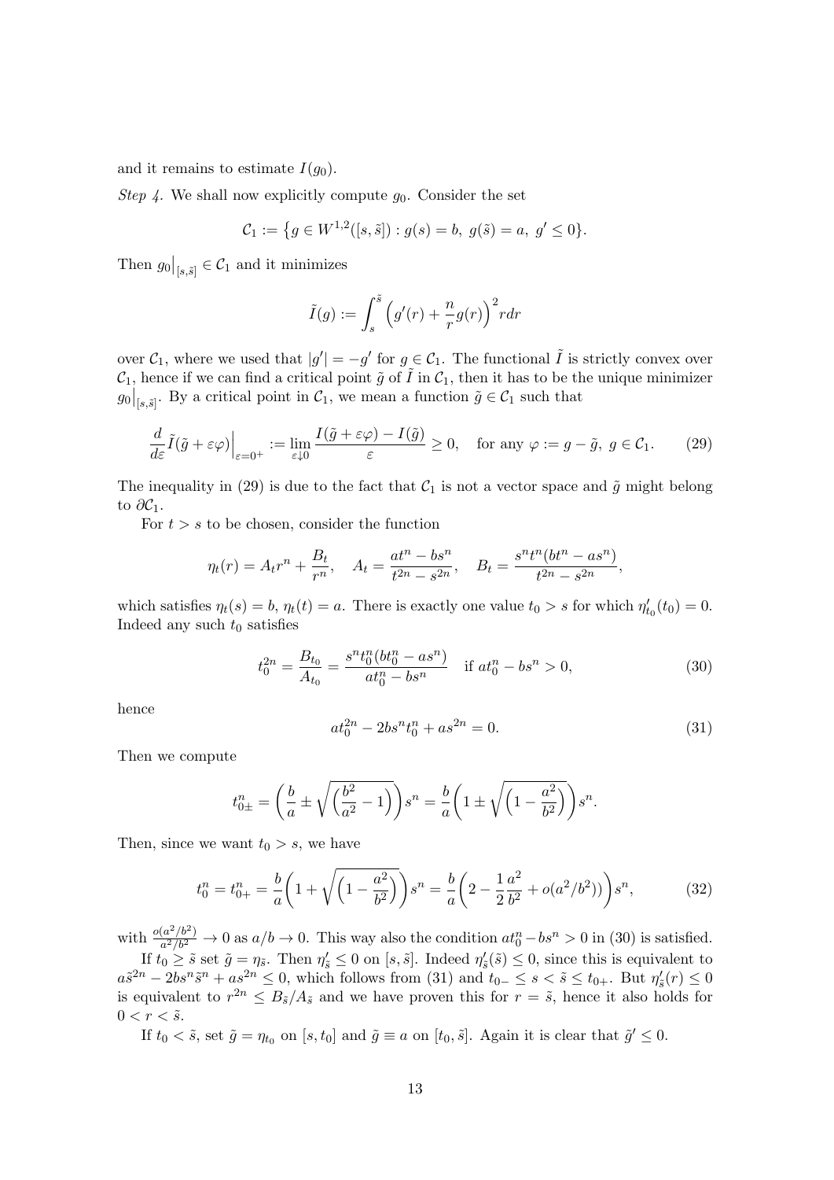and it remains to estimate $I(g_0)$.

*Step 4.* We shall now explicitly compute $g_0$. Consider the set

$$\mathcal{C}_1 := \{g \in W^{1,2}([s,\tilde{s}]) : g(s) = b,\ g(\tilde{s}) = a,\ g' \le 0\}.$$

Then $g_0\big|_{[s,\tilde{s}]} \in \mathcal{C}_1$ and it minimizes

$$\tilde{I}(g) := \int_s^{\tilde{s}} \Big(g'(r) + \frac{n}{r}g(r)\Big)^2 r dr$$

over $\mathcal{C}_1$, where we used that $|g'| = -g'$ for $g \in \mathcal{C}_1$. The functional $\tilde{I}$ is strictly convex over $\mathcal{C}_1$, hence if we can find a critical point $\tilde{g}$ of $\tilde{I}$ in $\mathcal{C}_1$, then it has to be the unique minimizer $g_0\big|_{[s,\tilde{s}]}$. By a critical point in $\mathcal{C}_1$, we mean a function $\tilde{g} \in \mathcal{C}_1$ such that

$$\frac{d}{d\varepsilon}\tilde{I}(\tilde{g}+\varepsilon\varphi)\Big|_{\varepsilon=0^+} := \lim_{\varepsilon\downarrow 0}\frac{I(\tilde{g}+\varepsilon\varphi)-I(\tilde{g})}{\varepsilon} \ge 0, \quad \text{for any } \varphi := g - \tilde{g},\ g \in \mathcal{C}_1. \tag{29}$$

The inequality in (29) is due to the fact that $\mathcal{C}_1$ is not a vector space and $\tilde{g}$ might belong to $\partial\mathcal{C}_1$.

For $t > s$ to be chosen, consider the function

$$\eta_t(r) = A_t r^n + \frac{B_t}{r^n}, \quad A_t = \frac{at^n - bs^n}{t^{2n} - s^{2n}}, \quad B_t = \frac{s^n t^n (bt^n - as^n)}{t^{2n} - s^{2n}},$$

which satisfies $\eta_t(s) = b$, $\eta_t(t) = a$. There is exactly one value $t_0 > s$ for which $\eta'_{t_0}(t_0) = 0$. Indeed any such $t_0$ satisfies

$$t_0^{2n} = \frac{B_{t_0}}{A_{t_0}} = \frac{s^n t_0^n (bt_0^n - as^n)}{at_0^n - bs^n} \quad \text{if } at_0^n - bs^n > 0, \tag{30}$$

hence

$$at_0^{2n} - 2bs^n t_0^n + as^{2n} = 0. \tag{31}$$

Then we compute

$$t_{0\pm}^n = \bigg(\frac{b}{a} \pm \sqrt{\Big(\frac{b^2}{a^2} - 1\Big)}\bigg)s^n = \frac{b}{a}\bigg(1 \pm \sqrt{\Big(1 - \frac{a^2}{b^2}\Big)}\bigg)s^n.$$

Then, since we want $t_0 > s$, we have

$$t_0^n = t_{0+}^n = \frac{b}{a}\bigg(1 + \sqrt{\Big(1 - \frac{a^2}{b^2}\Big)}\bigg)s^n = \frac{b}{a}\bigg(2 - \frac{1}{2}\frac{a^2}{b^2} + o(a^2/b^2)\bigg)s^n, \tag{32}$$

with $\frac{o(a^2/b^2)}{a^2/b^2} \to 0$ as $a/b \to 0$. This way also the condition $at_0^n - bs^n > 0$ in (30) is satisfied.

If $t_0 \ge \tilde{s}$ set $\tilde{g} = \eta_{\tilde{s}}$. Then $\eta'_{\tilde{s}} \le 0$ on $[s,\tilde{s}]$. Indeed $\eta'_{\tilde{s}}(\tilde{s}) \le 0$, since this is equivalent to $a\tilde{s}^{2n} - 2bs^n\tilde{s}^n + as^{2n} \le 0$, which follows from (31) and $t_{0-} \le s < \tilde{s} \le t_{0+}$. But $\eta'_{\tilde{s}}(r) \le 0$ is equivalent to $r^{2n} \le B_{\tilde{s}}/A_{\tilde{s}}$ and we have proven this for $r = \tilde{s}$, hence it also holds for $0 < r < \tilde{s}$.

If $t_0 < \tilde{s}$, set $\tilde{g} = \eta_{t_0}$ on $[s, t_0]$ and $\tilde{g} \equiv a$ on $[t_0, \tilde{s}]$. Again it is clear that $\tilde{g}' \le 0$.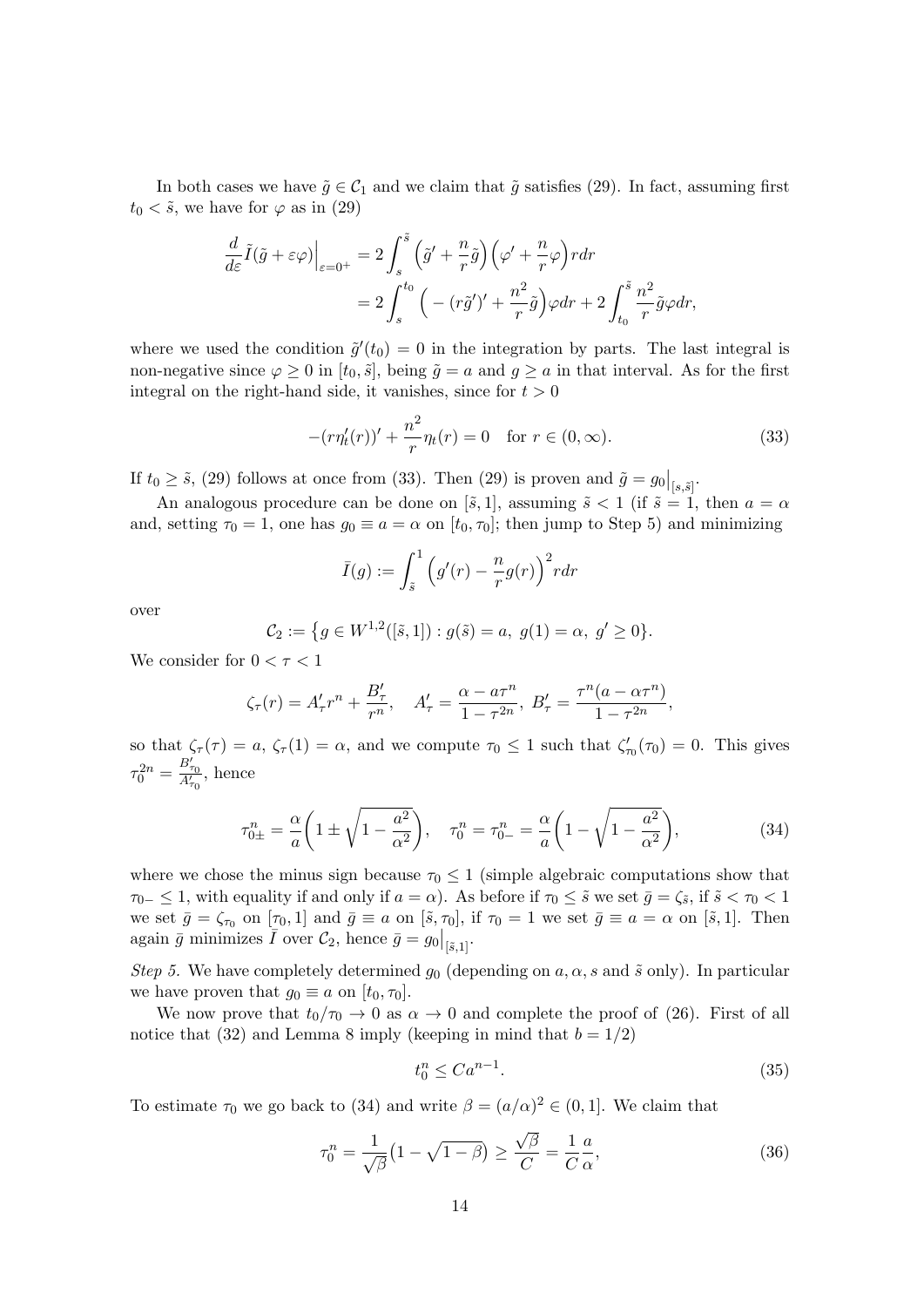In both cases we have $\tilde{g} \in \mathcal{C}_1$ and we claim that $\tilde{g}$ satisfies (29). In fact, assuming first $t_0 < \tilde{s}$, we have for $\varphi$ as in (29)

$$\frac{d}{d\varepsilon}\tilde{I}(\tilde{g}+\varepsilon\varphi)\Big|_{\varepsilon=0^+} = 2\int_s^{\tilde{s}} \Big(\tilde{g}' + \frac{n}{r}\tilde{g}\Big)\Big(\varphi' + \frac{n}{r}\varphi\Big) r dr$$
$$= 2\int_s^{t_0} \Big( -(r\tilde{g}')' + \frac{n^2}{r}\tilde{g}\Big)\varphi dr + 2\int_{t_0}^{\tilde{s}} \frac{n^2}{r}\tilde{g}\varphi dr,$$

where we used the condition $\tilde{g}'(t_0) = 0$ in the integration by parts. The last integral is non-negative since $\varphi \geq 0$ in $[t_0, \tilde{s}]$, being $\tilde{g} = a$ and $g \geq a$ in that interval. As for the first integral on the right-hand side, it vanishes, since for $t > 0$

$$-(r\eta_t'(r))' + \frac{n^2}{r}\eta_t(r) = 0 \quad \text{for } r \in (0, \infty). \tag{33}$$

If $t_0 \geq \tilde{s}$, (29) follows at once from (33). Then (29) is proven and $\tilde{g} = g_0\big|_{[s,\tilde{s}]}$.

An analogous procedure can be done on $[\tilde{s}, 1]$, assuming $\tilde{s} < 1$ (if $\tilde{s} = 1$, then $a = \alpha$ and, setting $\tau_0 = 1$, one has $g_0 \equiv a = \alpha$ on $[t_0, \tau_0]$; then jump to Step 5) and minimizing

$$\bar{I}(g) := \int_{\tilde{s}}^1 \Big(g'(r) - \frac{n}{r}g(r)\Big)^2 r dr$$

over

$$\mathcal{C}_2 := \big\{g \in W^{1,2}([\tilde{s}, 1]) : g(\tilde{s}) = a,\ g(1) = \alpha,\ g' \geq 0\big\}.$$

We consider for $0 < \tau < 1$

$$\zeta_\tau(r) = A_\tau' r^n + \frac{B_\tau'}{r^n}, \quad A_\tau' = \frac{\alpha - a\tau^n}{1 - \tau^{2n}},\ B_\tau' = \frac{\tau^n(a - \alpha\tau^n)}{1 - \tau^{2n}},$$

so that $\zeta_\tau(\tau) = a$, $\zeta_\tau(1) = \alpha$, and we compute $\tau_0 \leq 1$ such that $\zeta_{\tau_0}'(\tau_0) = 0$. This gives $\tau_0^{2n} = \frac{B_{\tau_0}'}{A_{\tau_0}'}$, hence

$$\tau_{0\pm}^n = \frac{\alpha}{a}\bigg(1 \pm \sqrt{1 - \frac{a^2}{\alpha^2}}\bigg), \quad \tau_0^n = \tau_{0-}^n = \frac{\alpha}{a}\bigg(1 - \sqrt{1 - \frac{a^2}{\alpha^2}}\bigg), \tag{34}$$

where we chose the minus sign because $\tau_0 \leq 1$ (simple algebraic computations show that $\tau_{0-} \leq 1$, with equality if and only if $a = \alpha$). As before if $\tau_0 \leq \tilde{s}$ we set $\bar{g} = \zeta_{\tilde{s}}$, if $\tilde{s} < \tau_0 < 1$ we set $\bar{g} = \zeta_{\tau_0}$ on $[\tau_0, 1]$ and $\bar{g} \equiv a$ on $[\tilde{s}, \tau_0]$, if $\tau_0 = 1$ we set $\bar{g} \equiv a = \alpha$ on $[\tilde{s}, 1]$. Then again $\bar{g}$ minimizes $\bar{I}$ over $\mathcal{C}_2$, hence $\bar{g} = g_0\big|_{[\tilde{s},1]}$.

*Step 5.* We have completely determined $g_0$ (depending on $a, \alpha, s$ and $\tilde{s}$ only). In particular we have proven that $g_0 \equiv a$ on $[t_0, \tau_0]$.

We now prove that $t_0/\tau_0 \to 0$ as $\alpha \to 0$ and complete the proof of (26). First of all notice that (32) and Lemma 8 imply (keeping in mind that $b = 1/2$)

$$t_0^n \leq C a^{n-1}. \tag{35}$$

To estimate $\tau_0$ we go back to (34) and write $\beta = (a/\alpha)^2 \in (0, 1]$. We claim that

$$\tau_0^n = \frac{1}{\sqrt{\beta}}\big(1 - \sqrt{1-\beta}\big) \geq \frac{\sqrt{\beta}}{C} = \frac{1}{C}\frac{a}{\alpha}, \tag{36}$$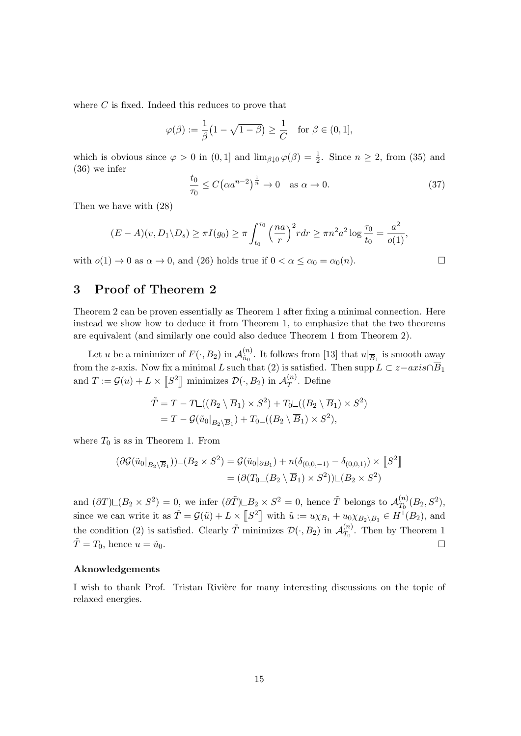where $C$ is fixed. Indeed this reduces to prove that

$$\varphi(\beta) := \frac{1}{\beta}\big(1 - \sqrt{1-\beta}\big) \geq \frac{1}{C} \quad \text{for } \beta \in (0,1],$$

which is obvious since $\varphi > 0$ in $(0,1]$ and $\lim_{\beta\downarrow 0}\varphi(\beta) = \frac{1}{2}$. Since $n \geq 2$, from (35) and (36) we infer

$$\frac{t_0}{\tau_0} \leq C\big(\alpha a^{n-2}\big)^{\frac{1}{n}} \to 0 \quad \text{as } \alpha \to 0. \tag{37}$$

Then we have with (28)

$$(E-A)(v, D_1\backslash D_s) \geq \pi I(g_0) \geq \pi \int_{t_0}^{\tau_0}\Big(\frac{na}{r}\Big)^2 r dr \geq \pi n^2 a^2 \log\frac{\tau_0}{t_0} = \frac{a^2}{o(1)},$$

with $o(1) \to 0$ as $\alpha \to 0$, and (26) holds true if $0 < \alpha \leq \alpha_0 = \alpha_0(n)$. □

## 3 Proof of Theorem 2

Theorem 2 can be proven essentially as Theorem 1 after fixing a minimal connection. Here instead we show how to deduce it from Theorem 1, to emphasize that the two theorems are equivalent (and similarly one could also deduce Theorem 1 from Theorem 2).

Let $u$ be a minimizer of $F(\cdot, B_2)$ in $\mathcal{A}^{(n)}_{\tilde{u}_0}$. It follows from [13] that $u|_{\overline{B}_1}$ is smooth away from the $z$-axis. Now fix a minimal $L$ such that (2) is satisfied. Then $\operatorname{supp} L \subset z\text{−}axis \cap \overline{B}_1$ and $T := \mathcal{G}(u) + L \times [\![S^2]\!]$ minimizes $\mathcal{D}(\cdot, B_2)$ in $\mathcal{A}^{(n)}_T$. Define

$$\begin{aligned}\tilde{T} &= T - T\llcorner((B_2 \setminus \overline{B}_1)\times S^2) + T_0\llcorner((B_2 \setminus \overline{B}_1)\times S^2)\\ &= T - \mathcal{G}(\tilde{u}_0|_{B_2\setminus\overline{B}_1}) + T_0\llcorner((B_2 \setminus \overline{B}_1)\times S^2),\end{aligned}$$

where $T_0$ is as in Theorem 1. From

$$\begin{aligned}(\partial\mathcal{G}(\tilde{u}_0|_{B_2\setminus\overline{B}_1}))\llcorner(B_2\times S^2) &= \mathcal{G}(\tilde{u}_0|_{\partial B_1}) + n(\delta_{(0,0,-1)} - \delta_{(0,0,1)}) \times [\![S^2]\!]\\ &= (\partial(T_0\llcorner(B_2\setminus\overline{B}_1)\times S^2))\llcorner(B_2\times S^2)\end{aligned}$$

and $(\partial T)\llcorner(B_2\times S^2) = 0$, we infer $(\partial\tilde{T})\llcorner B_2 \times S^2 = 0$, hence $\tilde{T}$ belongs to $\mathcal{A}^{(n)}_{T_0}(B_2, S^2)$, since we can write it as $\tilde{T} = \mathcal{G}(\tilde{u}) + L \times [\![S^2]\!]$ with $\tilde{u} := u\chi_{B_1} + u_0\chi_{B_2\setminus B_1} \in H^1(B_2)$, and the condition (2) is satisfied. Clearly $\tilde{T}$ minimizes $\mathcal{D}(\cdot, B_2)$ in $\mathcal{A}^{(n)}_{T_0}$. Then by Theorem 1 $\tilde{T} = T_0$, hence $u = \tilde{u}_0$. □

### Aknowledgements

I wish to thank Prof. Tristan Rivière for many interesting discussions on the topic of relaxed energies.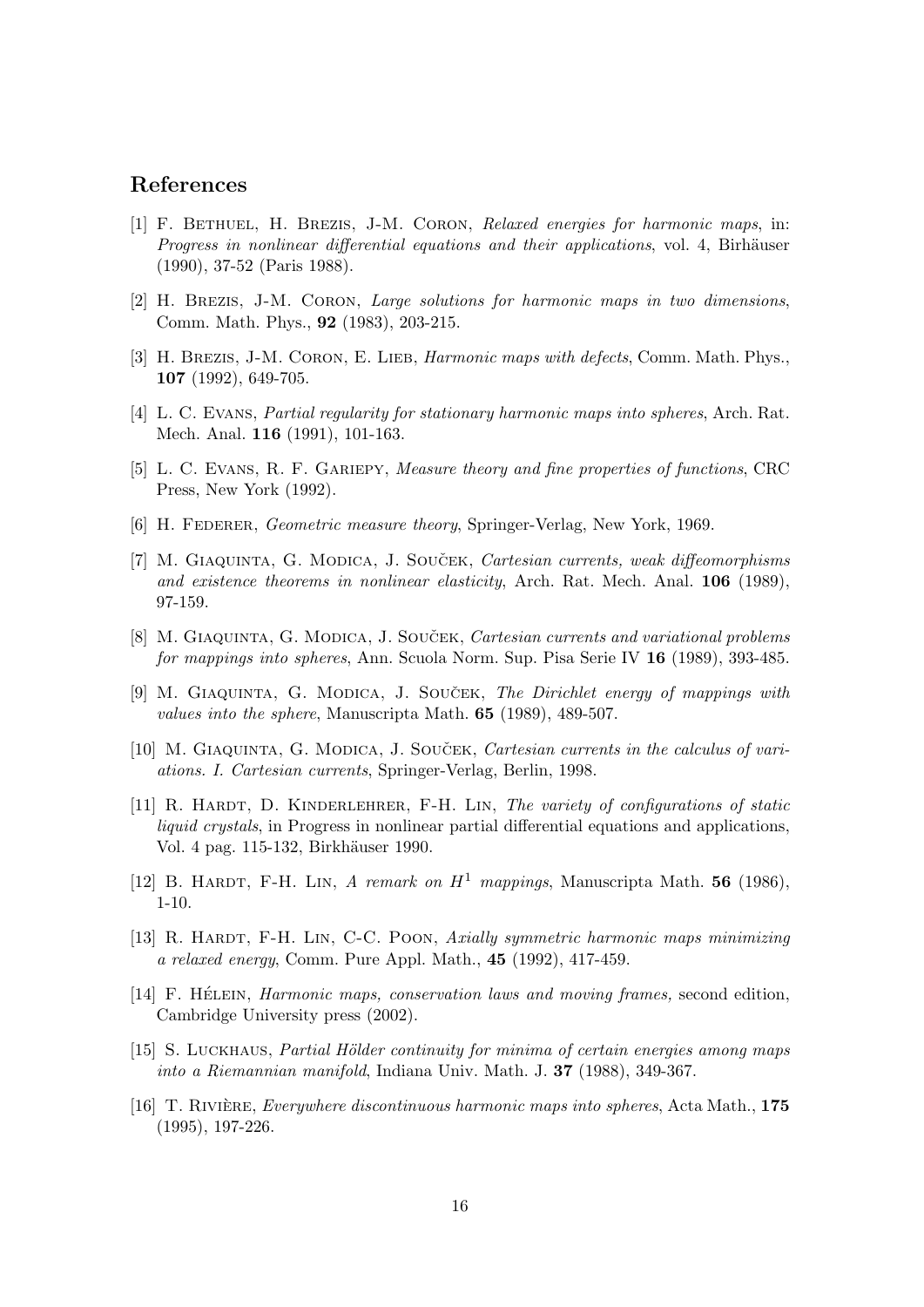## References

[1] F. Bethuel, H. Brezis, J-M. Coron, *Relaxed energies for harmonic maps*, in: *Progress in nonlinear differential equations and their applications*, vol. 4, Birhäuser (1990), 37-52 (Paris 1988).

[2] H. Brezis, J-M. Coron, *Large solutions for harmonic maps in two dimensions*, Comm. Math. Phys., **92** (1983), 203-215.

[3] H. Brezis, J-M. Coron, E. Lieb, *Harmonic maps with defects*, Comm. Math. Phys., **107** (1992), 649-705.

[4] L. C. Evans, *Partial regularity for stationary harmonic maps into spheres*, Arch. Rat. Mech. Anal. **116** (1991), 101-163.

[5] L. C. Evans, R. F. Gariepy, *Measure theory and fine properties of functions*, CRC Press, New York (1992).

[6] H. Federer, *Geometric measure theory*, Springer-Verlag, New York, 1969.

[7] M. Giaquinta, G. Modica, J. Souček, *Cartesian currents, weak diffeomorphisms and existence theorems in nonlinear elasticity*, Arch. Rat. Mech. Anal. **106** (1989), 97-159.

[8] M. Giaquinta, G. Modica, J. Souček, *Cartesian currents and variational problems for mappings into spheres*, Ann. Scuola Norm. Sup. Pisa Serie IV **16** (1989), 393-485.

[9] M. Giaquinta, G. Modica, J. Souček, *The Dirichlet energy of mappings with values into the sphere*, Manuscripta Math. **65** (1989), 489-507.

[10] M. Giaquinta, G. Modica, J. Souček, *Cartesian currents in the calculus of variations. I. Cartesian currents*, Springer-Verlag, Berlin, 1998.

[11] R. Hardt, D. Kinderlehrer, F-H. Lin, *The variety of configurations of static liquid crystals*, in Progress in nonlinear partial differential equations and applications, Vol. 4 pag. 115-132, Birkhäuser 1990.

[12] B. Hardt, F-H. Lin, *A remark on $H^1$ mappings*, Manuscripta Math. **56** (1986), 1-10.

[13] R. Hardt, F-H. Lin, C-C. Poon, *Axially symmetric harmonic maps minimizing a relaxed energy*, Comm. Pure Appl. Math., **45** (1992), 417-459.

[14] F. Hélein, *Harmonic maps, conservation laws and moving frames,* second edition, Cambridge University press (2002).

[15] S. Luckhaus, *Partial Hölder continuity for minima of certain energies among maps into a Riemannian manifold*, Indiana Univ. Math. J. **37** (1988), 349-367.

[16] T. Rivière, *Everywhere discontinuous harmonic maps into spheres*, Acta Math., **175** (1995), 197-226.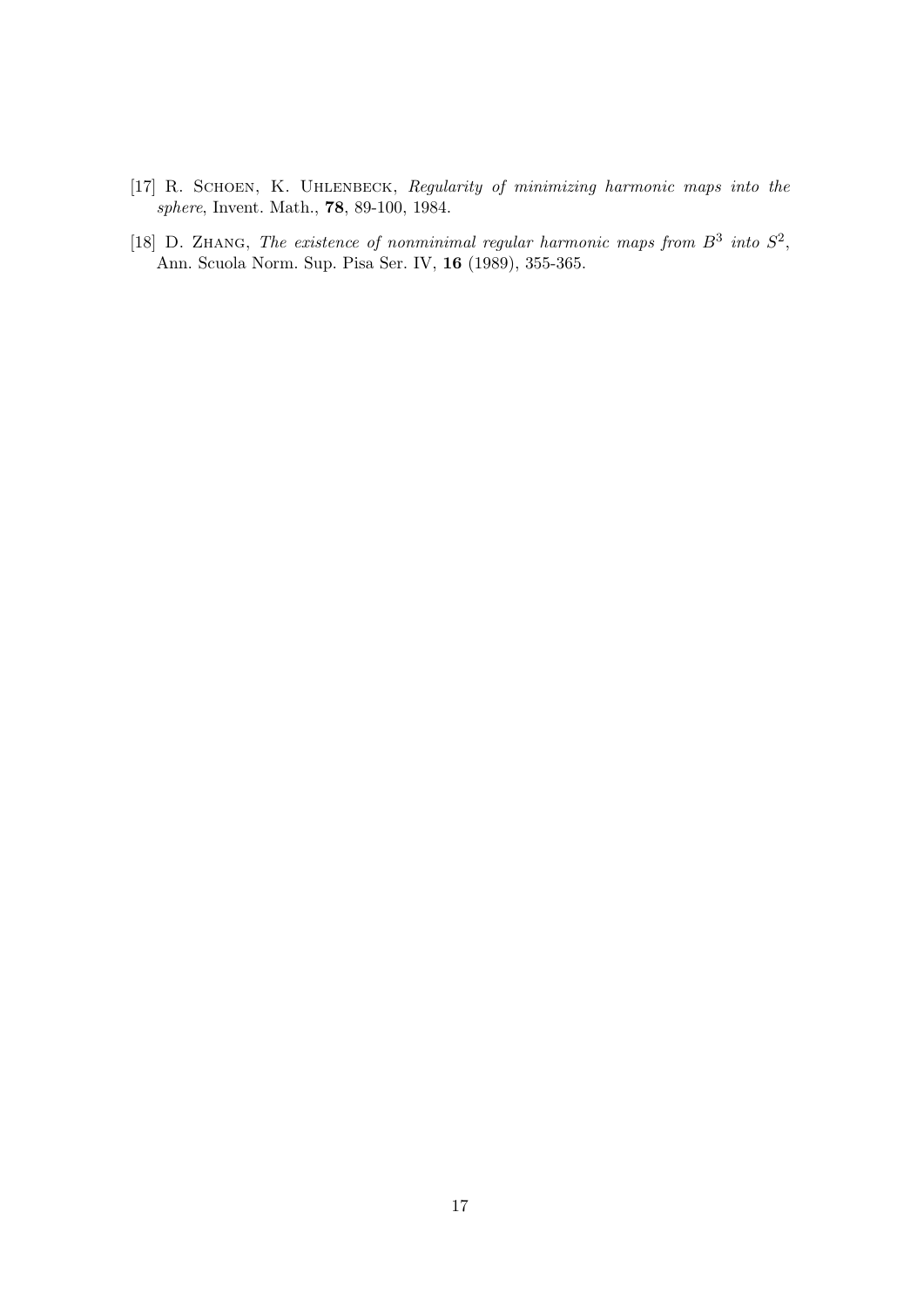[17] R. Schoen, K. Uhlenbeck, *Regularity of minimizing harmonic maps into the sphere*, Invent. Math., **78**, 89-100, 1984.

[18] D. Zhang, *The existence of nonminimal regular harmonic maps from $B^3$ into $S^2$*, Ann. Scuola Norm. Sup. Pisa Ser. IV, **16** (1989), 355-365.